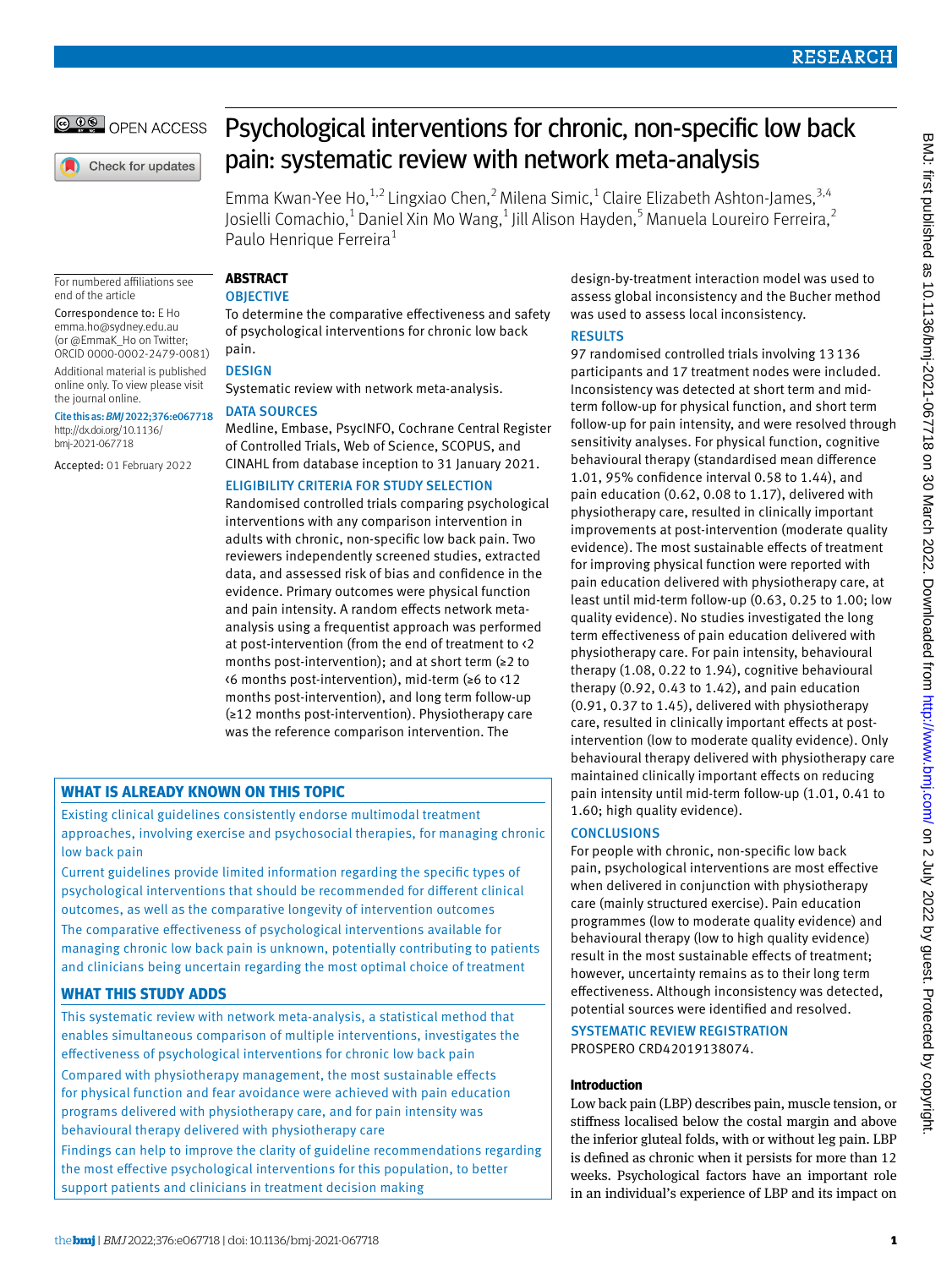# Psychological interventions for chronic, non-specific low back pain: systematic review with network meta-analysis

Emma Kwan-Yee Ho,[1,2] Lingxiao Chen,[2] Milena Simic,[1] Claire Elizabeth Ashton-James,[3,4] Josielli Comachio,[1] Daniel Xin Mo Wang,[1] Jill Alison Hayden,[5] Manuela Loureiro Ferreira,[2] Paulo Henrique Ferreira[1]

For numbered affiliations see end of the article

Correspondence to: E Ho emma.ho@sydney.edu.au (or @EmmaK_Ho on Twitter; ORCID 0000-0002-2479-0081)

Additional material is published online only. To view please visit the journal online.

**Cite this as:** *BMJ* 2022;376:e067718 http://dx.doi.org/10.1136/bmj-2021-067718

Accepted: 01 February 2022

## ABSTRACT

### OBJECTIVE

To determine the comparative effectiveness and safety of psychological interventions for chronic low back pain.

### DESIGN

Systematic review with network meta-analysis.

### DATA SOURCES

Medline, Embase, PsycINFO, Cochrane Central Register of Controlled Trials, Web of Science, SCOPUS, and CINAHL from database inception to 31 January 2021.

### ELIGIBILITY CRITERIA FOR STUDY SELECTION

Randomised controlled trials comparing psychological interventions with any comparison intervention in adults with chronic, non-specific low back pain. Two reviewers independently screened studies, extracted data, and assessed risk of bias and confidence in the evidence. Primary outcomes were physical function and pain intensity. A random effects network meta-analysis using a frequentist approach was performed at post-intervention (from the end of treatment to <2 months post-intervention); and at short term (≥2 to <6 months post-intervention), mid-term (≥6 to <12 months post-intervention), and long term follow-up (≥12 months post-intervention). Physiotherapy care was the reference comparison intervention. The design-by-treatment interaction model was used to assess global inconsistency and the Bucher method was used to assess local inconsistency.

### RESULTS

97 randomised controlled trials involving 13 136 participants and 17 treatment nodes were included. Inconsistency was detected at short term and mid-term follow-up for physical function, and short term follow-up for pain intensity, and were resolved through sensitivity analyses. For physical function, cognitive behavioural therapy (standardised mean difference 1.01, 95% confidence interval 0.58 to 1.44), and pain education (0.62, 0.08 to 1.17), delivered with physiotherapy care, resulted in clinically important improvements at post-intervention (moderate quality evidence). The most sustainable effects of treatment for improving physical function were reported with pain education delivered with physiotherapy care, at least until mid-term follow-up (0.63, 0.25 to 1.00; low quality evidence). No studies investigated the long term effectiveness of pain education delivered with physiotherapy care. For pain intensity, behavioural therapy (1.08, 0.22 to 1.94), cognitive behavioural therapy (0.92, 0.43 to 1.42), and pain education (0.91, 0.37 to 1.45), delivered with physiotherapy care, resulted in clinically important effects at post-intervention (low to moderate quality evidence). Only behavioural therapy delivered with physiotherapy care maintained clinically important effects on reducing pain intensity until mid-term follow-up (1.01, 0.41 to 1.60; high quality evidence).

### CONCLUSIONS

For people with chronic, non-specific low back pain, psychological interventions are most effective when delivered in conjunction with physiotherapy care (mainly structured exercise). Pain education programmes (low to moderate quality evidence) and behavioural therapy (low to high quality evidence) result in the most sustainable effects of treatment; however, uncertainty remains as to their long term effectiveness. Although inconsistency was detected, potential sources were identified and resolved.

### SYSTEMATIC REVIEW REGISTRATION

PROSPERO CRD42019138074.

## WHAT IS ALREADY KNOWN ON THIS TOPIC

Existing clinical guidelines consistently endorse multimodal treatment approaches, involving exercise and psychosocial therapies, for managing chronic low back pain

Current guidelines provide limited information regarding the specific types of psychological interventions that should be recommended for different clinical outcomes, as well as the comparative longevity of intervention outcomes

The comparative effectiveness of psychological interventions available for managing chronic low back pain is unknown, potentially contributing to patients and clinicians being uncertain regarding the most optimal choice of treatment

## WHAT THIS STUDY ADDS

This systematic review with network meta-analysis, a statistical method that enables simultaneous comparison of multiple interventions, investigates the effectiveness of psychological interventions for chronic low back pain

Compared with physiotherapy management, the most sustainable effects for physical function and fear avoidance were achieved with pain education programs delivered with physiotherapy care, and for pain intensity was behavioural therapy delivered with physiotherapy care

Findings can help to improve the clarity of guideline recommendations regarding the most effective psychological interventions for this population, to better support patients and clinicians in treatment decision making

## Introduction

Low back pain (LBP) describes pain, muscle tension, or stiffness localised below the costal margin and above the inferior gluteal folds, with or without leg pain. LBP is defined as chronic when it persists for more than 12 weeks. Psychological factors have an important role in an individual's experience of LBP and its impact on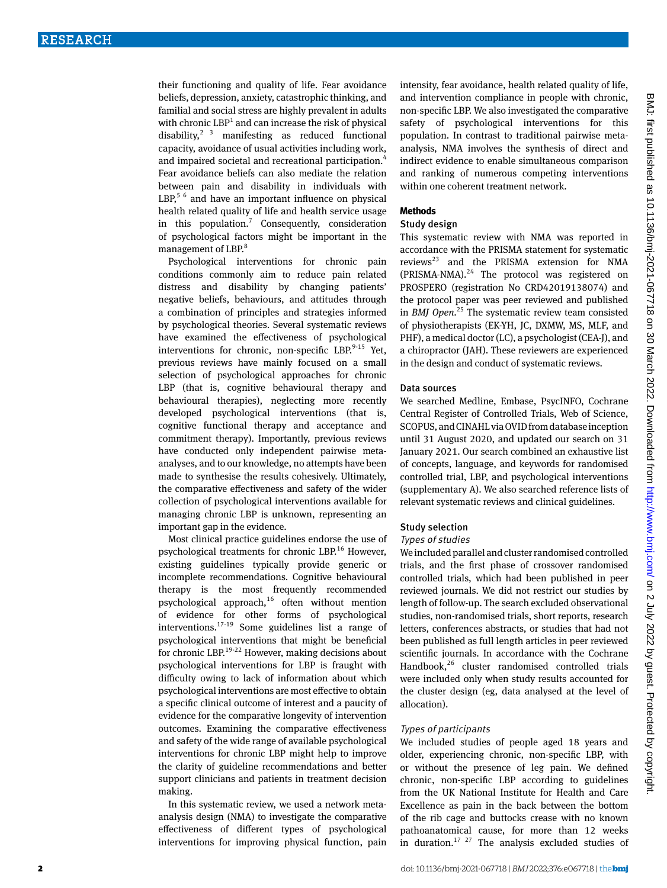their functioning and quality of life. Fear avoidance beliefs, depression, anxiety, catastrophic thinking, and familial and social stress are highly prevalent in adults with chronic LBP[1] and can increase the risk of physical disability,[2 3] manifesting as reduced functional capacity, avoidance of usual activities including work, and impaired societal and recreational participation.[4] Fear avoidance beliefs can also mediate the relation between pain and disability in individuals with LBP,[5 6] and have an important influence on physical health related quality of life and health service usage in this population.[7] Consequently, consideration of psychological factors might be important in the management of LBP.[8]

Psychological interventions for chronic pain conditions commonly aim to reduce pain related distress and disability by changing patients' negative beliefs, behaviours, and attitudes through a combination of principles and strategies informed by psychological theories. Several systematic reviews have examined the effectiveness of psychological interventions for chronic, non-specific LBP.[9-15] Yet, previous reviews have mainly focused on a small selection of psychological approaches for chronic LBP (that is, cognitive behavioural therapy and behavioural therapies), neglecting more recently developed psychological interventions (that is, cognitive functional therapy and acceptance and commitment therapy). Importantly, previous reviews have conducted only independent pairwise meta-analyses, and to our knowledge, no attempts have been made to synthesise the results cohesively. Ultimately, the comparative effectiveness and safety of the wider collection of psychological interventions available for managing chronic LBP is unknown, representing an important gap in the evidence.

Most clinical practice guidelines endorse the use of psychological treatments for chronic LBP.[16] However, existing guidelines typically provide generic or incomplete recommendations. Cognitive behavioural therapy is the most frequently recommended psychological approach,[16] often without mention of evidence for other forms of psychological interventions.[17-19] Some guidelines list a range of psychological interventions that might be beneficial for chronic LBP.[19-22] However, making decisions about psychological interventions for LBP is fraught with difficulty owing to lack of information about which psychological interventions are most effective to obtain a specific clinical outcome of interest and a paucity of evidence for the comparative longevity of intervention outcomes. Examining the comparative effectiveness and safety of the wide range of available psychological interventions for chronic LBP might help to improve the clarity of guideline recommendations and better support clinicians and patients in treatment decision making.

In this systematic review, we used a network meta-analysis design (NMA) to investigate the comparative effectiveness of different types of psychological interventions for improving physical function, pain intensity, fear avoidance, health related quality of life, and intervention compliance in people with chronic, non-specific LBP. We also investigated the comparative safety of psychological interventions for this population. In contrast to traditional pairwise meta-analysis, NMA involves the synthesis of direct and indirect evidence to enable simultaneous comparison and ranking of numerous competing interventions within one coherent treatment network.

## Methods

### Study design

This systematic review with NMA was reported in accordance with the PRISMA statement for systematic reviews[23] and the PRISMA extension for NMA (PRISMA-NMA).[24] The protocol was registered on PROSPERO (registration No CRD42019138074) and the protocol paper was peer reviewed and published in *BMJ Open*.[25] The systematic review team consisted of physiotherapists (EK-YH, JC, DXMW, MS, MLF, and PHF), a medical doctor (LC), a psychologist (CEA-J), and a chiropractor (JAH). These reviewers are experienced in the design and conduct of systematic reviews.

### Data sources

We searched Medline, Embase, PsycINFO, Cochrane Central Register of Controlled Trials, Web of Science, SCOPUS, and CINAHL via OVID from database inception until 31 August 2020, and updated our search on 31 January 2021. Our search combined an exhaustive list of concepts, language, and keywords for randomised controlled trial, LBP, and psychological interventions (supplementary A). We also searched reference lists of relevant systematic reviews and clinical guidelines.

### Study selection

#### *Types of studies*

We included parallel and cluster randomised controlled trials, and the first phase of crossover randomised controlled trials, which had been published in peer reviewed journals. We did not restrict our studies by length of follow-up. The search excluded observational studies, non-randomised trials, short reports, research letters, conferences abstracts, or studies that had not been published as full length articles in peer reviewed scientific journals. In accordance with the Cochrane Handbook,[26] cluster randomised controlled trials were included only when study results accounted for the cluster design (eg, data analysed at the level of allocation).

#### *Types of participants*

We included studies of people aged 18 years and older, experiencing chronic, non-specific LBP, with or without the presence of leg pain. We defined chronic, non-specific LBP according to guidelines from the UK National Institute for Health and Care Excellence as pain in the back between the bottom of the rib cage and buttocks crease with no known pathoanatomical cause, for more than 12 weeks in duration.[17 27] The analysis excluded studies of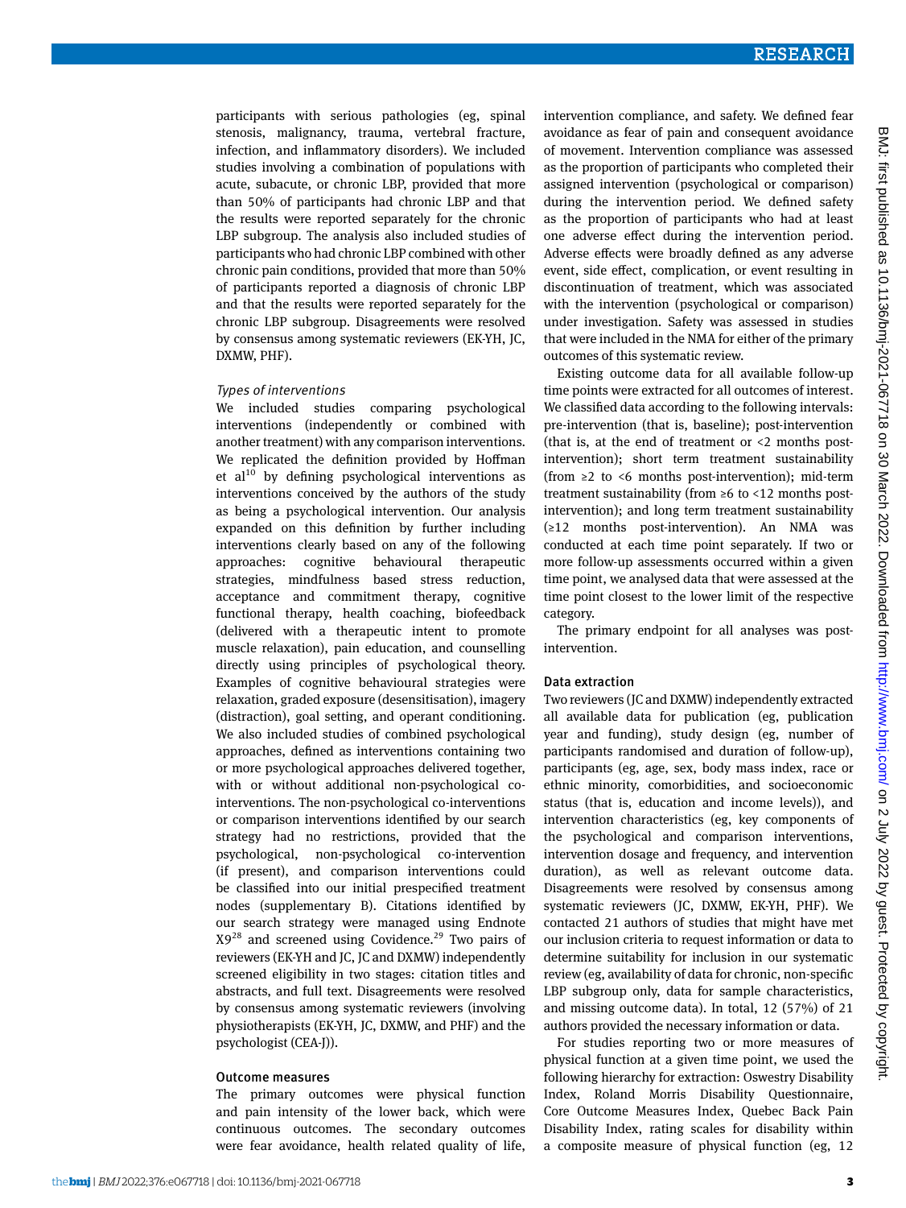participants with serious pathologies (eg, spinal stenosis, malignancy, trauma, vertebral fracture, infection, and inflammatory disorders). We included studies involving a combination of populations with acute, subacute, or chronic LBP, provided that more than 50% of participants had chronic LBP and that the results were reported separately for the chronic LBP subgroup. The analysis also included studies of participants who had chronic LBP combined with other chronic pain conditions, provided that more than 50% of participants reported a diagnosis of chronic LBP and that the results were reported separately for the chronic LBP subgroup. Disagreements were resolved by consensus among systematic reviewers (EK-YH, JC, DXMW, PHF).

### *Types of interventions*

We included studies comparing psychological interventions (independently or combined with another treatment) with any comparison interventions. We replicated the definition provided by Hoffman et al[10] by defining psychological interventions as interventions conceived by the authors of the study as being a psychological intervention. Our analysis expanded on this definition by further including interventions clearly based on any of the following approaches: cognitive behavioural therapeutic strategies, mindfulness based stress reduction, acceptance and commitment therapy, cognitive functional therapy, health coaching, biofeedback (delivered with a therapeutic intent to promote muscle relaxation), pain education, and counselling directly using principles of psychological theory. Examples of cognitive behavioural strategies were relaxation, graded exposure (desensitisation), imagery (distraction), goal setting, and operant conditioning. We also included studies of combined psychological approaches, defined as interventions containing two or more psychological approaches delivered together, with or without additional non-psychological co-interventions. The non-psychological co-interventions or comparison interventions identified by our search strategy had no restrictions, provided that the psychological, non-psychological co-intervention (if present), and comparison interventions could be classified into our initial prespecified treatment nodes (supplementary B). Citations identified by our search strategy were managed using Endnote X9[28] and screened using Covidence.[29] Two pairs of reviewers (EK-YH and JC, JC and DXMW) independently screened eligibility in two stages: citation titles and abstracts, and full text. Disagreements were resolved by consensus among systematic reviewers (involving physiotherapists (EK-YH, JC, DXMW, and PHF) and the psychologist (CEA-J)).

### Outcome measures

The primary outcomes were physical function and pain intensity of the lower back, which were continuous outcomes. The secondary outcomes were fear avoidance, health related quality of life, intervention compliance, and safety. We defined fear avoidance as fear of pain and consequent avoidance of movement. Intervention compliance was assessed as the proportion of participants who completed their assigned intervention (psychological or comparison) during the intervention period. We defined safety as the proportion of participants who had at least one adverse effect during the intervention period. Adverse effects were broadly defined as any adverse event, side effect, complication, or event resulting in discontinuation of treatment, which was associated with the intervention (psychological or comparison) under investigation. Safety was assessed in studies that were included in the NMA for either of the primary outcomes of this systematic review.

Existing outcome data for all available follow-up time points were extracted for all outcomes of interest. We classified data according to the following intervals: pre-intervention (that is, baseline); post-intervention (that is, at the end of treatment or <2 months post-intervention); short term treatment sustainability (from ≥2 to <6 months post-intervention); mid-term treatment sustainability (from ≥6 to <12 months post-intervention); and long term treatment sustainability (≥12 months post-intervention). An NMA was conducted at each time point separately. If two or more follow-up assessments occurred within a given time point, we analysed data that were assessed at the time point closest to the lower limit of the respective category.

The primary endpoint for all analyses was post-intervention.

### Data extraction

Two reviewers (JC and DXMW) independently extracted all available data for publication (eg, publication year and funding), study design (eg, number of participants randomised and duration of follow-up), participants (eg, age, sex, body mass index, race or ethnic minority, comorbidities, and socioeconomic status (that is, education and income levels)), and intervention characteristics (eg, key components of the psychological and comparison interventions, intervention dosage and frequency, and intervention duration), as well as relevant outcome data. Disagreements were resolved by consensus among systematic reviewers (JC, DXMW, EK-YH, PHF). We contacted 21 authors of studies that might have met our inclusion criteria to request information or data to determine suitability for inclusion in our systematic review (eg, availability of data for chronic, non-specific LBP subgroup only, data for sample characteristics, and missing outcome data). In total, 12 (57%) of 21 authors provided the necessary information or data.

For studies reporting two or more measures of physical function at a given time point, we used the following hierarchy for extraction: Oswestry Disability Index, Roland Morris Disability Questionnaire, Core Outcome Measures Index, Quebec Back Pain Disability Index, rating scales for disability within a composite measure of physical function (eg, 12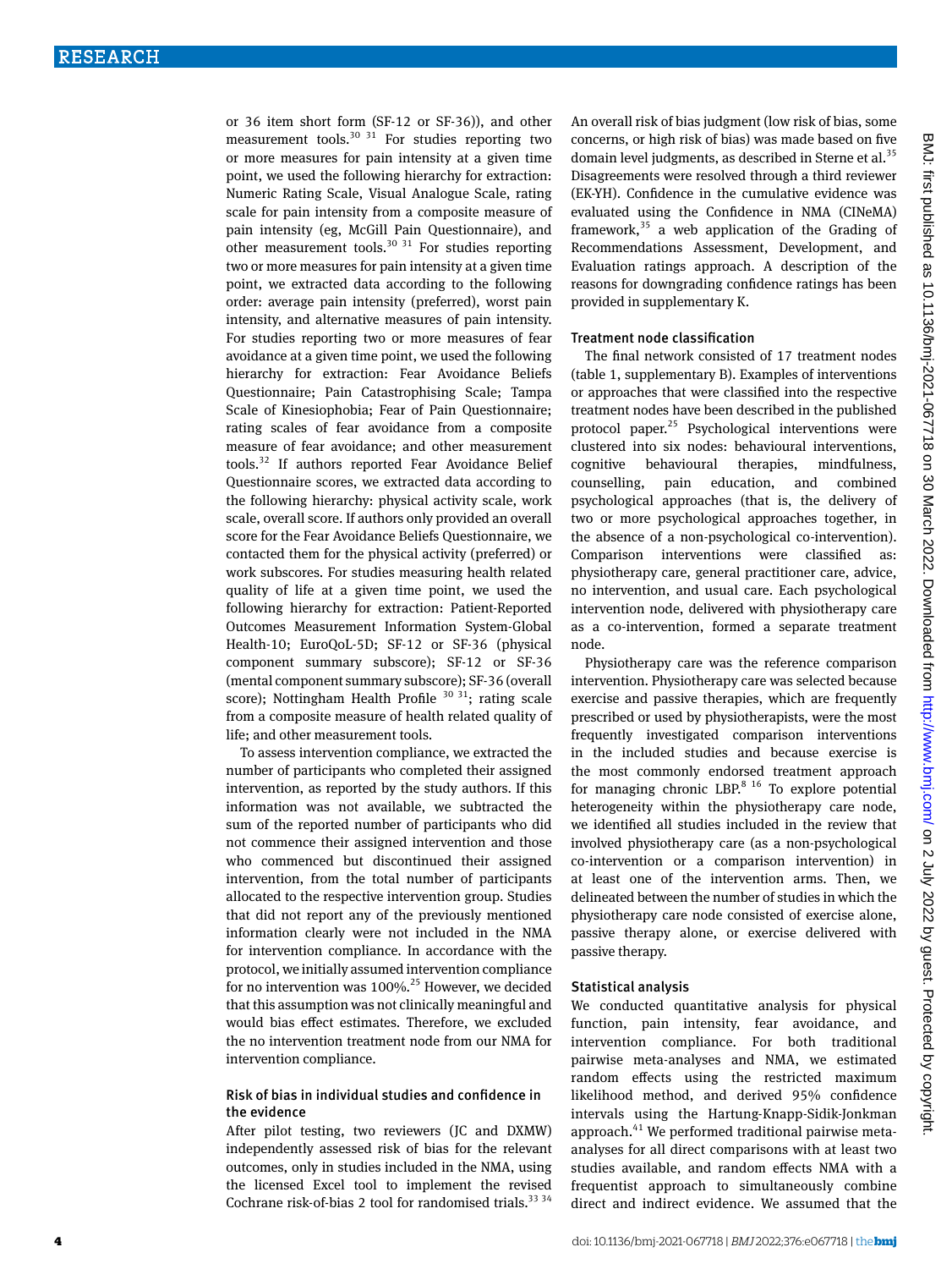or 36 item short form (SF-12 or SF-36)), and other measurement tools.[30 31] For studies reporting two or more measures for pain intensity at a given time point, we used the following hierarchy for extraction: Numeric Rating Scale, Visual Analogue Scale, rating scale for pain intensity from a composite measure of pain intensity (eg, McGill Pain Questionnaire), and other measurement tools.[30 31] For studies reporting two or more measures for pain intensity at a given time point, we extracted data according to the following order: average pain intensity (preferred), worst pain intensity, and alternative measures of pain intensity. For studies reporting two or more measures of fear avoidance at a given time point, we used the following hierarchy for extraction: Fear Avoidance Beliefs Questionnaire; Pain Catastrophising Scale; Tampa Scale of Kinesiophobia; Fear of Pain Questionnaire; rating scales of fear avoidance from a composite measure of fear avoidance; and other measurement tools.[32] If authors reported Fear Avoidance Belief Questionnaire scores, we extracted data according to the following hierarchy: physical activity scale, work scale, overall score. If authors only provided an overall score for the Fear Avoidance Beliefs Questionnaire, we contacted them for the physical activity (preferred) or work subscores. For studies measuring health related quality of life at a given time point, we used the following hierarchy for extraction: Patient-Reported Outcomes Measurement Information System-Global Health-10; EuroQoL-5D; SF-12 or SF-36 (physical component summary subscore); SF-12 or SF-36 (mental component summary subscore); SF-36 (overall score); Nottingham Health Profile [30 31]; rating scale from a composite measure of health related quality of life; and other measurement tools.

To assess intervention compliance, we extracted the number of participants who completed their assigned intervention, as reported by the study authors. If this information was not available, we subtracted the sum of the reported number of participants who did not commence their assigned intervention and those who commenced but discontinued their assigned intervention, from the total number of participants allocated to the respective intervention group. Studies that did not report any of the previously mentioned information clearly were not included in the NMA for intervention compliance. In accordance with the protocol, we initially assumed intervention compliance for no intervention was 100%.[25] However, we decided that this assumption was not clinically meaningful and would bias effect estimates. Therefore, we excluded the no intervention treatment node from our NMA for intervention compliance.

### Risk of bias in individual studies and confidence in the evidence

After pilot testing, two reviewers (JC and DXMW) independently assessed risk of bias for the relevant outcomes, only in studies included in the NMA, using the licensed Excel tool to implement the revised Cochrane risk-of-bias 2 tool for randomised trials.[33 34] An overall risk of bias judgment (low risk of bias, some concerns, or high risk of bias) was made based on five domain level judgments, as described in Sterne et al.[35] Disagreements were resolved through a third reviewer (EK-YH). Confidence in the cumulative evidence was evaluated using the Confidence in NMA (CINeMA) framework,[35] a web application of the Grading of Recommendations Assessment, Development, and Evaluation ratings approach. A description of the reasons for downgrading confidence ratings has been provided in supplementary K.

### Treatment node classification

The final network consisted of 17 treatment nodes (table 1, supplementary B). Examples of interventions or approaches that were classified into the respective treatment nodes have been described in the published protocol paper.[25] Psychological interventions were clustered into six nodes: behavioural interventions, cognitive behavioural therapies, mindfulness, counselling, pain education, and combined psychological approaches (that is, the delivery of two or more psychological approaches together, in the absence of a non-psychological co-intervention). Comparison interventions were classified as: physiotherapy care, general practitioner care, advice, no intervention, and usual care. Each psychological intervention node, delivered with physiotherapy care as a co-intervention, formed a separate treatment node.

Physiotherapy care was the reference comparison intervention. Physiotherapy care was selected because exercise and passive therapies, which are frequently prescribed or used by physiotherapists, were the most frequently investigated comparison interventions in the included studies and because exercise is the most commonly endorsed treatment approach for managing chronic LBP.[8 16] To explore potential heterogeneity within the physiotherapy care node, we identified all studies included in the review that involved physiotherapy care (as a non-psychological co-intervention or a comparison intervention) in at least one of the intervention arms. Then, we delineated between the number of studies in which the physiotherapy care node consisted of exercise alone, passive therapy alone, or exercise delivered with passive therapy.

### Statistical analysis

We conducted quantitative analysis for physical function, pain intensity, fear avoidance, and intervention compliance. For both traditional pairwise meta-analyses and NMA, we estimated random effects using the restricted maximum likelihood method, and derived 95% confidence intervals using the Hartung-Knapp-Sidik-Jonkman approach.[41] We performed traditional pairwise meta-analyses for all direct comparisons with at least two studies available, and random effects NMA with a frequentist approach to simultaneously combine direct and indirect evidence. We assumed that the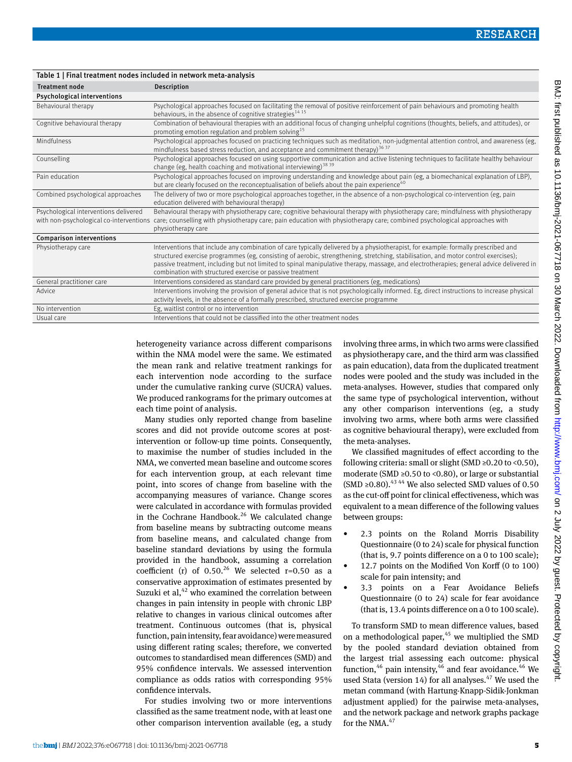Table 1 | Final treatment nodes included in network meta-analysis

| Treatment node | Description |
|---|---|
| **Psychological interventions** | |
| Behavioural therapy | Psychological approaches focused on facilitating the removal of positive reinforcement of pain behaviours and promoting health behaviours, in the absence of cognitive strategies[14 15] |
| Cognitive behavioural therapy | Combination of behavioural therapies with an additional focus of changing unhelpful cognitions (thoughts, beliefs, and attitudes), or promoting emotion regulation and problem solving[15] |
| Mindfulness | Psychological approaches focused on practicing techniques such as meditation, non-judgmental attention control, and awareness (eg, mindfulness based stress reduction, and acceptance and commitment therapy)[36 37] |
| Counselling | Psychological approaches focused on using supportive communication and active listening techniques to facilitate healthy behaviour change (eg, health coaching and motivational interviewing)[38 39] |
| Pain education | Psychological approaches focused on improving understanding and knowledge about pain (eg, a biomechanical explanation of LBP), but are clearly focused on the reconceptualisation of beliefs about the pain experience[40] |
| Combined psychological approaches | The delivery of two or more psychological approaches together, in the absence of a non-psychological co-intervention (eg, pain education delivered with behavioural therapy) |
| Psychological interventions delivered with non-psychological co-interventions | Behavioural therapy with physiotherapy care; cognitive behavioural therapy with physiotherapy care; mindfulness with physiotherapy care; counselling with physiotherapy care; pain education with physiotherapy care; combined psychological approaches with physiotherapy care |
| **Comparison interventions** | |
| Physiotherapy care | Interventions that include any combination of care typically delivered by a physiotherapist, for example: formally prescribed and structured exercise programmes (eg, consisting of aerobic, strengthening, stretching, stabilisation, and motor control exercises); passive treatment, including but not limited to spinal manipulative therapy, massage, and electrotherapies; general advice delivered in combination with structured exercise or passive treatment |
| General practitioner care | Interventions considered as standard care provided by general practitioners (eg, medications) |
| Advice | Interventions involving the provision of general advice that is not psychologically informed. Eg, direct instructions to increase physical activity levels, in the absence of a formally prescribed, structured exercise programme |
| No intervention | Eg, waitlist control or no intervention |
| Usual care | Interventions that could not be classified into the other treatment nodes |

heterogeneity variance across different comparisons within the NMA model were the same. We estimated the mean rank and relative treatment rankings for each intervention node according to the surface under the cumulative ranking curve (SUCRA) values. We produced rankograms for the primary outcomes at each time point of analysis.

Many studies only reported change from baseline scores and did not provide outcome scores at post-intervention or follow-up time points. Consequently, to maximise the number of studies included in the NMA, we converted mean baseline and outcome scores for each intervention group, at each relevant time point, into scores of change from baseline with the accompanying measures of variance. Change scores were calculated in accordance with formulas provided in the Cochrane Handbook.[26] We calculated change from baseline means by subtracting outcome means from baseline means, and calculated change from baseline standard deviations by using the formula provided in the handbook, assuming a correlation coefficient (r) of 0.50.[26] We selected r=0.50 as a conservative approximation of estimates presented by Suzuki et al,[42] who examined the correlation between changes in pain intensity in people with chronic LBP relative to changes in various clinical outcomes after treatment. Continuous outcomes (that is, physical function, pain intensity, fear avoidance) were measured using different rating scales; therefore, we converted outcomes to standardised mean differences (SMD) and 95% confidence intervals. We assessed intervention compliance as odds ratios with corresponding 95% confidence intervals.

For studies involving two or more interventions classified as the same treatment node, with at least one other comparison intervention available (eg, a study involving three arms, in which two arms were classified as physiotherapy care, and the third arm was classified as pain education), data from the duplicated treatment nodes were pooled and the study was included in the meta-analyses. However, studies that compared only the same type of psychological intervention, without any other comparison interventions (eg, a study involving two arms, where both arms were classified as cognitive behavioural therapy), were excluded from the meta-analyses.

We classified magnitudes of effect according to the following criteria: small or slight (SMD ≥0.20 to <0.50), moderate (SMD ≥0.50 to <0.80), or large or substantial (SMD ≥0.80).[43 44] We also selected SMD values of 0.50 as the cut-off point for clinical effectiveness, which was equivalent to a mean difference of the following values between groups:

- 2.3 points on the Roland Morris Disability Questionnaire (0 to 24) scale for physical function (that is, 9.7 points difference on a 0 to 100 scale);
- 12.7 points on the Modified Von Korff (0 to 100) scale for pain intensity; and
- 3.3 points on a Fear Avoidance Beliefs Questionnaire (0 to 24) scale for fear avoidance (that is, 13.4 points difference on a 0 to 100 scale).

To transform SMD to mean difference values, based on a methodological paper,[45] we multiplied the SMD by the pooled standard deviation obtained from the largest trial assessing each outcome: physical function,[46] pain intensity,[46] and fear avoidance.[46] We used Stata (version 14) for all analyses.[47] We used the metan command (with Hartung-Knapp-Sidik-Jonkman adjustment applied) for the pairwise meta-analyses, and the network package and network graphs package for the NMA.[47]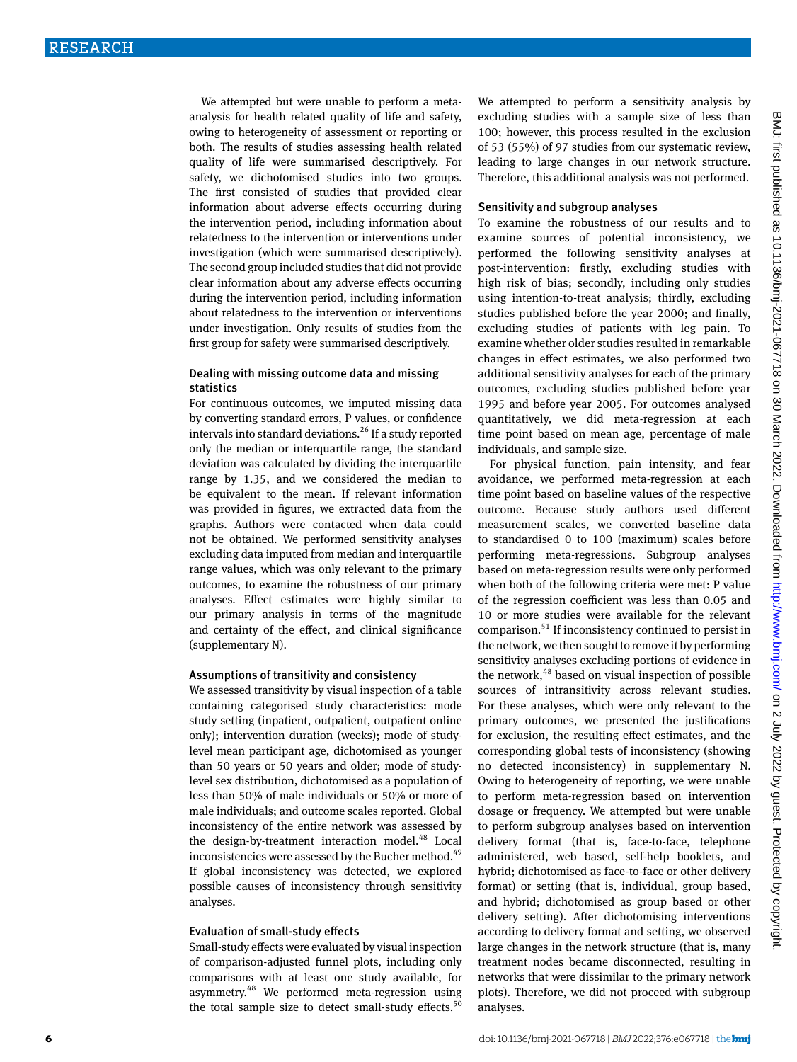We attempted but were unable to perform a meta-analysis for health related quality of life and safety, owing to heterogeneity of assessment or reporting or both. The results of studies assessing health related quality of life were summarised descriptively. For safety, we dichotomised studies into two groups. The first consisted of studies that provided clear information about adverse effects occurring during the intervention period, including information about relatedness to the intervention or interventions under investigation (which were summarised descriptively). The second group included studies that did not provide clear information about any adverse effects occurring during the intervention period, including information about relatedness to the intervention or interventions under investigation. Only results of studies from the first group for safety were summarised descriptively.

### Dealing with missing outcome data and missing statistics

For continuous outcomes, we imputed missing data by converting standard errors, P values, or confidence intervals into standard deviations.[26] If a study reported only the median or interquartile range, the standard deviation was calculated by dividing the interquartile range by 1.35, and we considered the median to be equivalent to the mean. If relevant information was provided in figures, we extracted data from the graphs. Authors were contacted when data could not be obtained. We performed sensitivity analyses excluding data imputed from median and interquartile range values, which was only relevant to the primary outcomes, to examine the robustness of our primary analyses. Effect estimates were highly similar to our primary analysis in terms of the magnitude and certainty of the effect, and clinical significance (supplementary N).

### Assumptions of transitivity and consistency

We assessed transitivity by visual inspection of a table containing categorised study characteristics: mode study setting (inpatient, outpatient, outpatient online only); intervention duration (weeks); mode of study-level mean participant age, dichotomised as younger than 50 years or 50 years and older; mode of study-level sex distribution, dichotomised as a population of less than 50% of male individuals or 50% or more of male individuals; and outcome scales reported. Global inconsistency of the entire network was assessed by the design-by-treatment interaction model.[48] Local inconsistencies were assessed by the Bucher method.[49] If global inconsistency was detected, we explored possible causes of inconsistency through sensitivity analyses.

### Evaluation of small-study effects

Small-study effects were evaluated by visual inspection of comparison-adjusted funnel plots, including only comparisons with at least one study available, for asymmetry.[48] We performed meta-regression using the total sample size to detect small-study effects.[50] We attempted to perform a sensitivity analysis by excluding studies with a sample size of less than 100; however, this process resulted in the exclusion of 53 (55%) of 97 studies from our systematic review, leading to large changes in our network structure. Therefore, this additional analysis was not performed.

### Sensitivity and subgroup analyses

To examine the robustness of our results and to examine sources of potential inconsistency, we performed the following sensitivity analyses at post-intervention: firstly, excluding studies with high risk of bias; secondly, including only studies using intention-to-treat analysis; thirdly, excluding studies published before the year 2000; and finally, excluding studies of patients with leg pain. To examine whether older studies resulted in remarkable changes in effect estimates, we also performed two additional sensitivity analyses for each of the primary outcomes, excluding studies published before year 1995 and before year 2005. For outcomes analysed quantitatively, we did meta-regression at each time point based on mean age, percentage of male individuals, and sample size.

For physical function, pain intensity, and fear avoidance, we performed meta-regression at each time point based on baseline values of the respective outcome. Because study authors used different measurement scales, we converted baseline data to standardised 0 to 100 (standardised) scales before performing meta-regressions. Subgroup analyses based on meta-regression results were only performed when both of the following criteria were met: P value of the regression coefficient was less than 0.05 and 10 or more studies were available for the relevant comparison.[51] If inconsistency continued to persist in the network, we then sought to remove it by performing sensitivity analyses excluding portions of evidence in the network,[48] based on visual inspection of possible sources of intransitivity across relevant studies. For these analyses, which were only relevant to the primary outcomes, we presented the justifications for exclusion, the resulting effect estimates, and the corresponding global tests of inconsistency (showing no detected inconsistency) in supplementary N. Owing to heterogeneity of reporting, we were unable to perform meta-regression based on intervention dosage or frequency. We attempted but were unable to perform subgroup analyses based on intervention delivery format (that is, face-to-face, telephone administered, web based, self-help booklets, and hybrid; dichotomised as face-to-face or other delivery format) or setting (that is, individual, group based, and hybrid; dichotomised as group based or other delivery setting). After dichotomising interventions according to delivery format and setting, we observed large changes in the network structure (that is, many treatment nodes became disconnected, resulting in networks that were dissimilar to the primary network plots). Therefore, we did not proceed with subgroup analyses.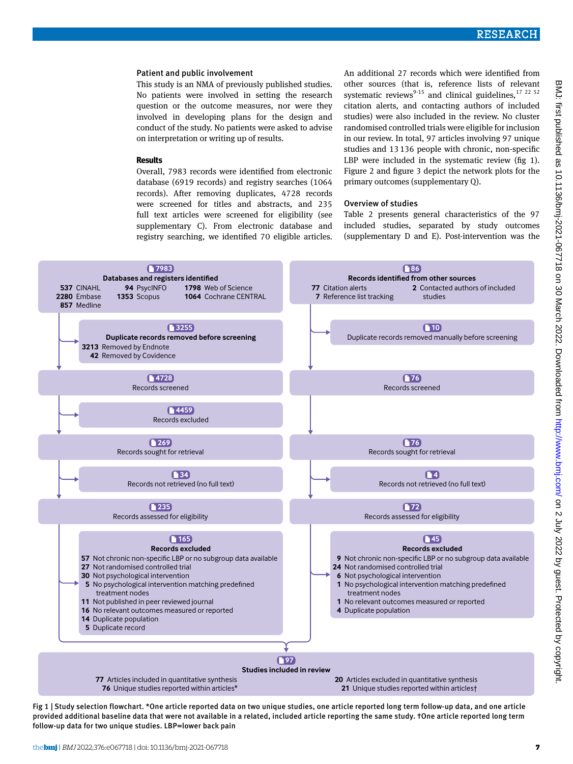### Patient and public involvement

This study is an NMA of previously published studies. No patients were involved in setting the research question or the outcome measures, nor were they involved in developing plans for the design and conduct of the study. No patients were asked to advise on interpretation or writing up of results.

### Results

Overall, 7983 records were identified from electronic database (6919 records) and registry searches (1064 records). After removing duplicates, 4728 records were screened for titles and abstracts, and 235 full text articles were screened for eligibility (see supplementary C). From electronic database and registry searching, we identified 70 eligible articles. An additional 27 records which were identified from other sources (that is, reference lists of relevant systematic reviews[9-15] and clinical guidelines,[17 22 52] citation alerts, and contacting authors of included studies) were also included in the review. No cluster randomised controlled trials were eligible for inclusion in our review. In total, 97 articles involving 97 unique studies and 13 136 people with chronic, non-specific LBP were included in the systematic review (fig 1). Figure 2 and figure 3 depict the network plots for the primary outcomes (supplementary Q).

### Overview of studies

Table 2 presents general characteristics of the 97 included studies, separated by study outcomes (supplementary D and E). Post-intervention was the

**7983 Databases and registers identified**
- 537 CINAHL
- 2280 Embase
- 857 Medline
- 94 PsycINFO
- 1353 Scopus
- 1798 Web of Science
- 1064 Cochrane CENTRAL

**3255 Duplicate records removed before screening**
- 3213 Removed by Endnote
- 42 Removed by Covidence

4728 Records screened

4459 Records excluded

269 Records sought for retrieval

34 Records not retrieved (no full text)

235 Records assessed for eligibility

**165 Records excluded**
- 57 Not chronic non-specific LBP or no subgroup data available
- 27 Not randomised controlled trial
- 30 Not psychological intervention
- 5 No psychological intervention matching predefined treatment nodes
- 11 Not published in peer reviewed journal
- 16 No relevant outcomes measured or reported
- 14 Duplicate population
- 5 Duplicate record

**86 Records identified from other sources**
- 77 Citation alerts
- 7 Reference list tracking
- 2 Contacted authors of included studies

10 Duplicate records removed manually before screening

76 Records screened

76 Records sought for retrieval

4 Records not retrieved (no full text)

72 Records assessed for eligibility

**45 Records excluded**
- 9 Not chronic non-specific LBP or no subgroup data available
- 24 Not randomised controlled trial
- 6 Not psychological intervention
- 1 No psychological intervention matching predefined treatment nodes
- 1 No relevant outcomes measured or reported
- 4 Duplicate population

**97 Studies included in review**
- 77 Articles included in quantitative synthesis
- 76 Unique studies reported within articles*
- 20 Articles excluded in quantitative synthesis
- 21 Unique studies reported within articles†

Fig 1 | Study selection flowchart. *One article reported data on two unique studies, one article reported long term follow-up data, and one article provided additional baseline data that were not available in a related, included article reporting the same study. †One article reported long term follow-up data for two unique studies. LBP=lower back pain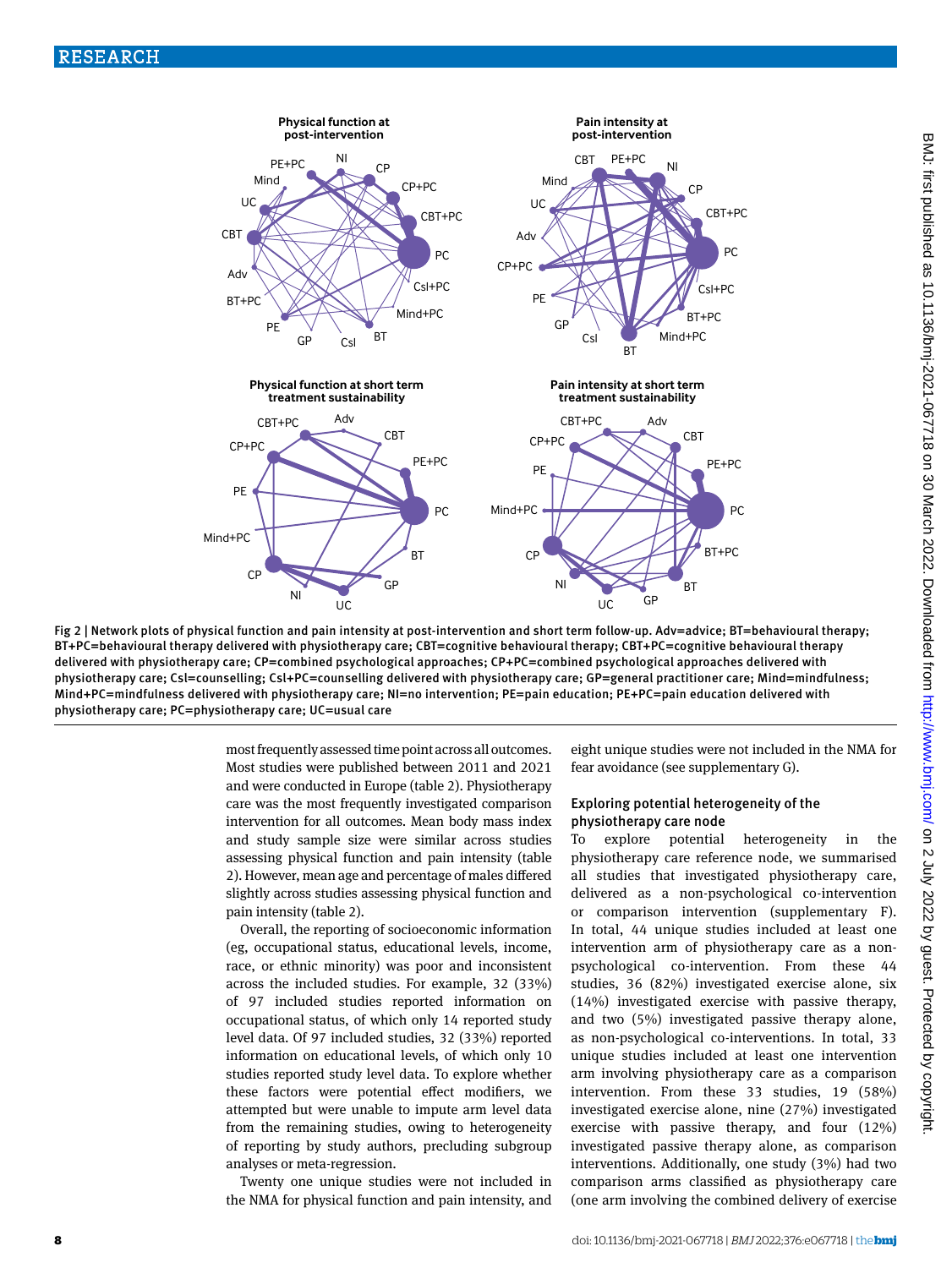Fig 2 | Network plots of physical function and pain intensity at post-intervention and short term follow-up. Adv=advice; BT=behavioural therapy; BT+PC=behavioural therapy delivered with physiotherapy care; CBT=cognitive behavioural therapy; CBT+PC=cognitive behavioural therapy delivered with physiotherapy care; CP=combined psychological approaches; CP+PC=combined psychological approaches delivered with physiotherapy care; Csl=counselling; Csl+PC=counselling delivered with physiotherapy care; GP=general practitioner care; Mind=mindfulness; Mind+PC=mindfulness delivered with physiotherapy care; NI=no intervention; PE=pain education; PE+PC=pain education delivered with physiotherapy care; PC=physiotherapy care; UC=usual care

most frequently assessed time point across all outcomes. Most studies were published between 2011 and 2021 and were conducted in Europe (table 2). Physiotherapy care was the most frequently investigated comparison intervention for all outcomes. Mean body mass index and study sample size were similar across studies assessing physical function and pain intensity (table 2). However, mean age and percentage of males differed slightly across studies assessing physical function and pain intensity (table 2).

Overall, the reporting of socioeconomic information (eg, occupational status, educational levels, income, race, or ethnic minority) was poor and inconsistent across the included studies. For example, 32 (33%) of 97 included studies reported information on occupational status, of which only 14 reported study level data. Of 97 included studies, 32 (33%) reported information on educational levels, of which only 10 studies reported study level data. To explore whether these factors were potential effect modifiers, we attempted but were unable to impute arm level data from the remaining studies, owing to heterogeneity of reporting by study authors, precluding subgroup analyses or meta-regression.

Twenty one unique studies were not included in the NMA for physical function and pain intensity, and eight unique studies were not included in the NMA for fear avoidance (see supplementary G).

### Exploring potential heterogeneity of the physiotherapy care node

To explore potential heterogeneity in the physiotherapy care reference node, we summarised all studies that investigated physiotherapy care, delivered as a non-psychological co-intervention or comparison intervention (supplementary F). In total, 44 unique studies included at least one intervention arm of physiotherapy care as a non-psychological co-intervention. From these 44 studies, 36 (82%) investigated exercise alone, six (14%) investigated exercise with passive therapy, and two (5%) investigated passive therapy alone, as non-psychological co-interventions. In total, 33 unique studies included at least one intervention arm involving physiotherapy care as a comparison intervention. From these 33 studies, 19 (58%) investigated exercise alone, nine (27%) investigated exercise with passive therapy, and four (12%) investigated passive therapy alone, as comparison interventions. Additionally, one study (3%) had two comparison arms classified as physiotherapy care (one arm involving the combined delivery of exercise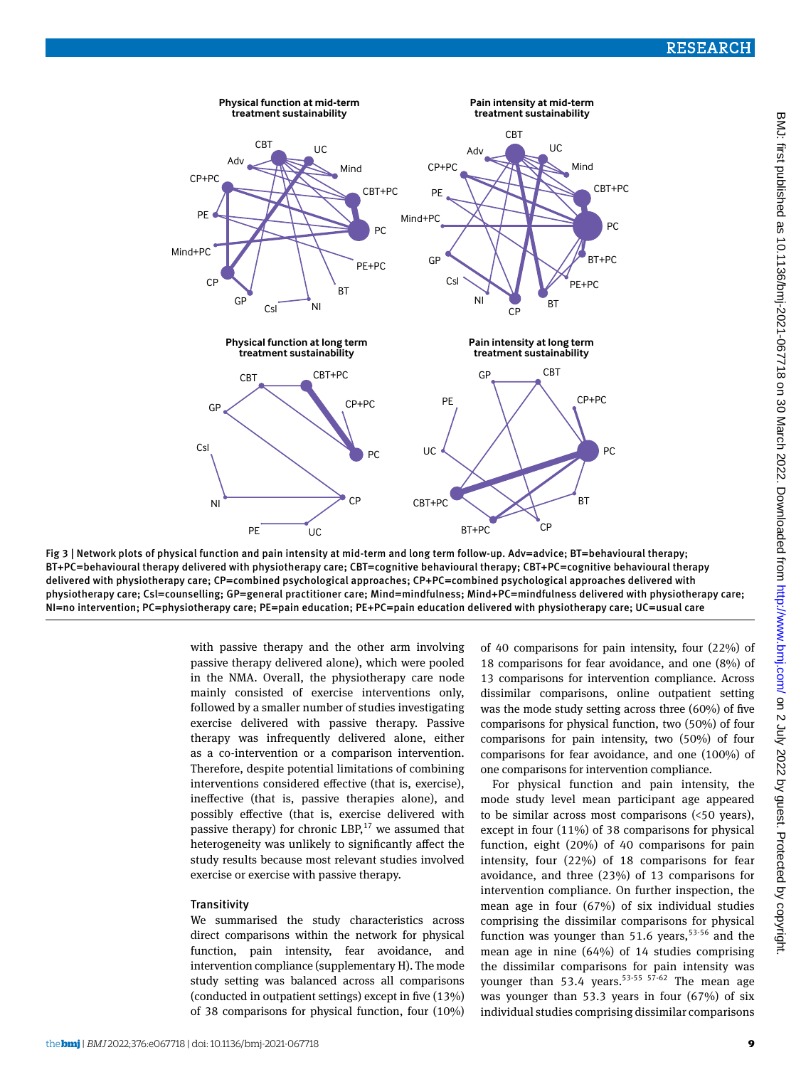Fig 3 | Network plots of physical function and pain intensity at mid-term and long term follow-up. Adv=advice; BT=behavioural therapy; BT+PC=behavioural therapy delivered with physiotherapy care; CBT=cognitive behavioural therapy; CBT+PC=cognitive behavioural therapy delivered with physiotherapy care; CP=combined psychological approaches; CP+PC=combined psychological approaches delivered with physiotherapy care; CsI=counselling; GP=general practitioner care; Mind=mindfulness; Mind+PC=mindfulness delivered with physiotherapy care; NI=no intervention; PC=physiotherapy care; PE=pain education; PE+PC=pain education delivered with physiotherapy care; UC=usual care

with passive therapy and the other arm involving passive therapy delivered alone), which were pooled in the NMA. Overall, the physiotherapy care node mainly consisted of exercise interventions only, followed by a smaller number of studies investigating exercise delivered with passive therapy. Passive therapy was infrequently delivered alone, either as a co-intervention or a comparison intervention. Therefore, despite potential limitations of combining interventions considered effective (that is, exercise), ineffective (that is, passive therapies alone), and possibly effective (that is, exercise delivered with passive therapy) for chronic LBP,[17] we assumed that heterogeneity was unlikely to significantly affect the study results because most relevant studies involved exercise or exercise with passive therapy.

### Transitivity

We summarised the study characteristics across direct comparisons within the network for physical function, pain intensity, fear avoidance, and intervention compliance (supplementary H). The mode study setting was balanced across all comparisons (conducted in outpatient settings) except in five (13%) of 38 comparisons for physical function, four (10%) of 40 comparisons for pain intensity, four (22%) of 18 comparisons for fear avoidance, and one (8%) of 13 comparisons for intervention compliance. Across dissimilar comparisons, online outpatient setting was the mode study setting across three (60%) of five comparisons for physical function, two (50%) of four comparisons for pain intensity, two (50%) of four comparisons for fear avoidance, and one (100%) of one comparisons for intervention compliance.

For physical function and pain intensity, the mode study level mean participant age appeared to be similar across most comparisons (<50 years), except in four (11%) of 38 comparisons for physical function, eight (20%) of 40 comparisons for pain intensity, four (22%) of 18 comparisons for fear avoidance, and three (23%) of 13 comparisons for intervention compliance. On further inspection, the mean age in four (67%) of six individual studies comprising the dissimilar comparisons for physical function was younger than 51.6 years,[53-56] and the mean age in nine (64%) of 14 studies comprising the dissimilar comparisons for pain intensity was younger than 53.4 years.[53-55 57-62] The mean age was younger than 53.3 years in four (67%) of six individual studies comprising dissimilar comparisons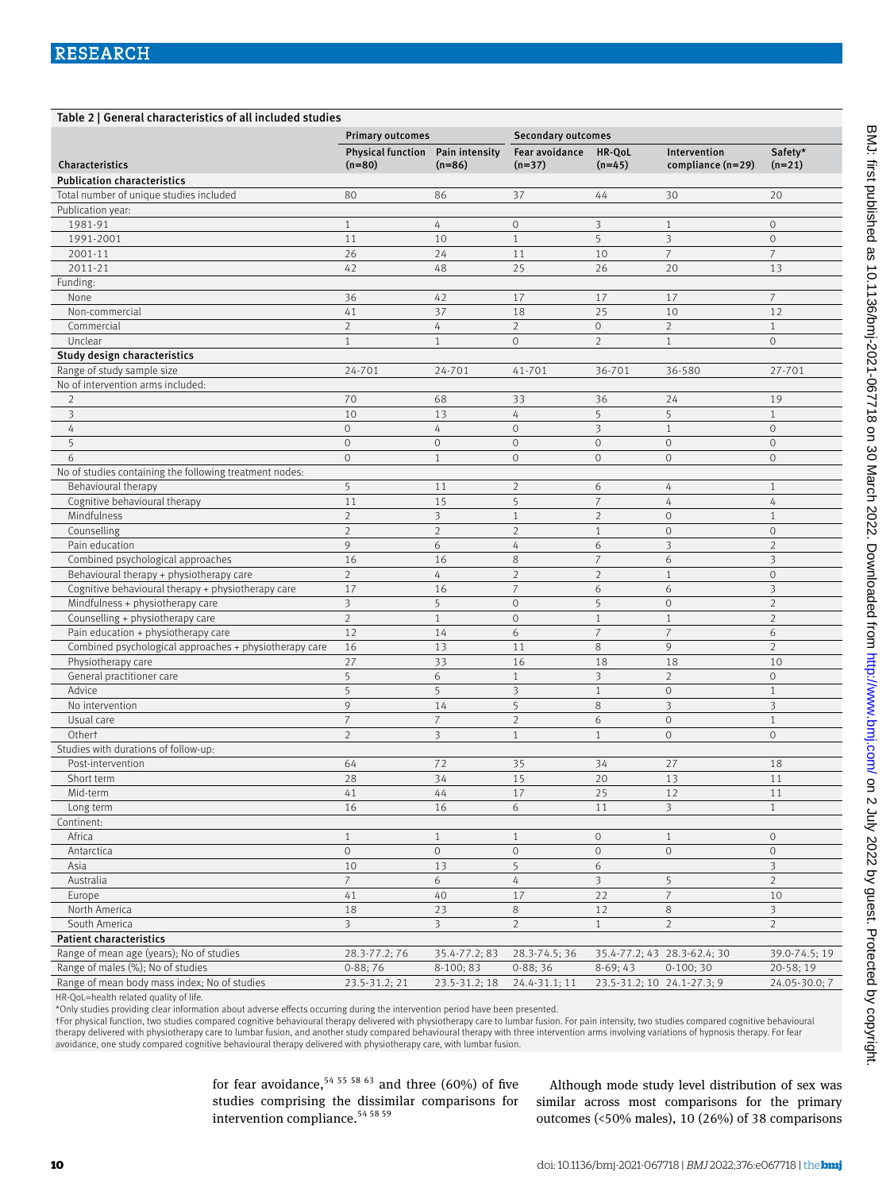**Table 2 | General characteristics of all included studies**

| Characteristics | Primary outcomes | | Secondary outcomes | | | |
|---|---|---|---|---|---|---|
| | Physical function (n=80) | Pain intensity (n=86) | Fear avoidance (n=37) | HR-QoL (n=45) | Intervention compliance (n=29) | Safety* (n=21) |
| **Publication characteristics** | | | | | | |
| Total number of unique studies included | 80 | 86 | 37 | 44 | 30 | 20 |
| Publication year: | | | | | | |
| 1981-91 | 1 | 4 | 0 | 3 | 1 | 0 |
| 1991-2001 | 11 | 10 | 1 | 5 | 3 | 0 |
| 2001-11 | 26 | 24 | 11 | 10 | 7 | 7 |
| 2011-21 | 42 | 48 | 25 | 26 | 20 | 13 |
| Funding: | | | | | | |
| None | 36 | 42 | 17 | 17 | 17 | 7 |
| Non-commercial | 41 | 37 | 18 | 25 | 10 | 12 |
| Commercial | 2 | 4 | 2 | 0 | 2 | 1 |
| Unclear | 1 | 1 | 0 | 2 | 1 | 0 |
| **Study design characteristics** | | | | | | |
| Range of study sample size | 24-701 | 24-701 | 41-701 | 36-701 | 36-580 | 27-701 |
| No of intervention arms included: | | | | | | |
| 2 | 70 | 68 | 33 | 36 | 24 | 19 |
| 3 | 10 | 13 | 4 | 5 | 5 | 1 |
| 4 | 0 | 4 | 0 | 3 | 1 | 0 |
| 5 | 0 | 0 | 0 | 0 | 0 | 0 |
| 6 | 0 | 1 | 0 | 0 | 0 | 0 |
| No of studies containing the following treatment nodes: | | | | | | |
| Behavioural therapy | 5 | 11 | 2 | 6 | 4 | 1 |
| Cognitive behavioural therapy | 11 | 15 | 5 | 7 | 4 | 4 |
| Mindfulness | 2 | 3 | 1 | 2 | 0 | 1 |
| Counselling | 2 | 2 | 2 | 1 | 0 | 0 |
| Pain education | 9 | 6 | 4 | 6 | 3 | 2 |
| Combined psychological approaches | 16 | 16 | 8 | 7 | 6 | 3 |
| Behavioural therapy + physiotherapy care | 2 | 4 | 2 | 2 | 1 | 0 |
| Cognitive behavioural therapy + physiotherapy care | 17 | 16 | 7 | 6 | 6 | 3 |
| Mindfulness + physiotherapy care | 3 | 5 | 0 | 5 | 0 | 2 |
| Counselling + physiotherapy care | 2 | 1 | 0 | 1 | 1 | 2 |
| Pain education + physiotherapy care | 12 | 14 | 6 | 7 | 7 | 6 |
| Combined psychological approaches + physiotherapy care | 16 | 13 | 11 | 8 | 9 | 2 |
| Physiotherapy care | 27 | 33 | 16 | 18 | 18 | 10 |
| General practitioner care | 5 | 6 | 1 | 3 | 2 | 0 |
| Advice | 5 | 5 | 3 | 1 | 0 | 1 |
| No intervention | 9 | 14 | 5 | 8 | 3 | 3 |
| Usual care | 7 | 7 | 2 | 6 | 0 | 1 |
| Other† | 2 | 3 | 1 | 1 | 0 | 0 |
| Studies with durations of follow-up: | | | | | | |
| Post-intervention | 64 | 72 | 35 | 34 | 27 | 18 |
| Short term | 28 | 34 | 15 | 20 | 13 | 11 |
| Mid-term | 41 | 44 | 17 | 25 | 12 | 11 |
| Long term | 16 | 16 | 6 | 11 | 3 | 1 |
| Continent: | | | | | | |
| Africa | 1 | 1 | 1 | 0 | 1 | 0 |
| Antarctica | 0 | 0 | 0 | 0 | 0 | 0 |
| Asia | 10 | 13 | 5 | 6 | | 3 |
| Australia | 7 | 6 | 4 | 3 | 5 | 2 |
| Europe | 41 | 40 | 17 | 22 | 7 | 10 |
| North America | 18 | 23 | 8 | 12 | 8 | 3 |
| South America | 3 | 3 | 2 | 1 | 2 | 2 |
| **Patient characteristics** | | | | | | |
| Range of mean age (years); No of studies | 28.3-77.2; 76 | 35.4-77.2; 83 | 28.3-74.5; 36 | 35.4-77.2; 43 | 28.3-62.4; 30 | 39.0-74.5; 19 |
| Range of males (%); No of studies | 0-88; 76 | 8-100; 83 | 0-88; 36 | 8-69; 43 | 0-100; 30 | 20-58; 19 |
| Range of mean body mass index; No of studies | 23.5-31.2; 21 | 23.5-31.2; 18 | 24.4-31.1; 11 | 23.5-31.2; 10 | 24.1-27.3; 9 | 24.05-30.0; 7 |

HR-QoL=health related quality of life.
*Only studies providing clear information about adverse effects occurring during the intervention period have been presented.
†For physical function, two studies compared cognitive behavioural therapy delivered with physiotherapy care to lumbar fusion. For pain intensity, two studies compared cognitive behavioural therapy delivered with physiotherapy care to lumbar fusion, and another study compared behavioural therapy with three intervention arms involving variations of hypnosis therapy. For fear avoidance, one study compared cognitive behavioural therapy delivered with physiotherapy care, with lumbar fusion.

for fear avoidance,[54 55 58 63] and three (60%) of five studies comprising the dissimilar comparisons for intervention compliance.[54 58 59]

Although mode study level distribution of sex was similar across most comparisons for the primary outcomes (<50% males), 10 (26%) of 38 comparisons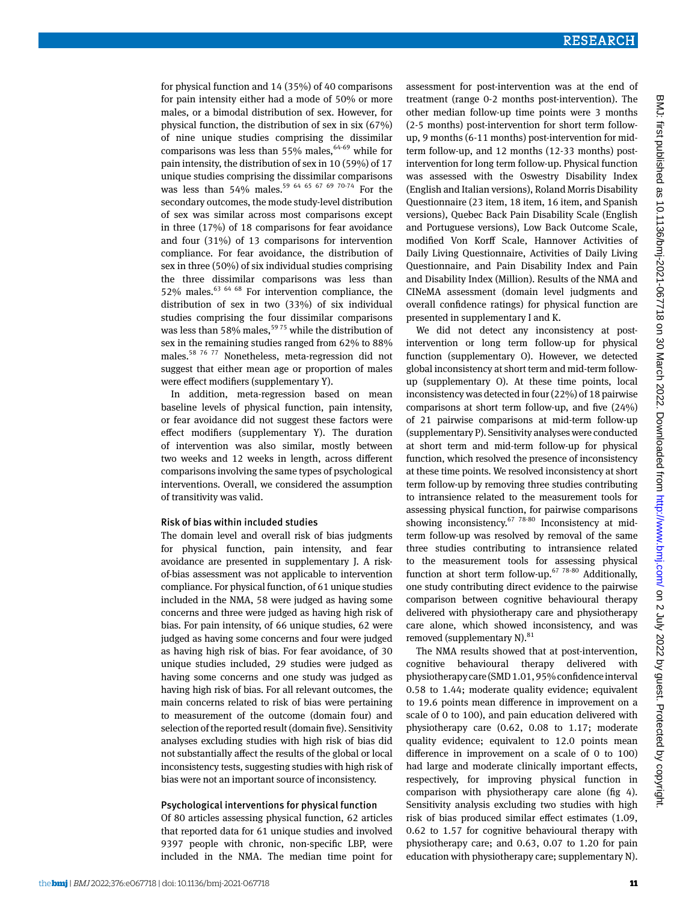for physical function and 14 (35%) of 40 comparisons for pain intensity either had a mode of 50% or more males, or a bimodal distribution of sex. However, for physical function, the distribution of sex in six (67%) of nine unique studies comprising the dissimilar comparisons was less than 55% males,[64-69] while for pain intensity, the distribution of sex in 10 (59%) of 17 unique studies comprising the dissimilar comparisons was less than 54% males.[59 64 65 67 69 70-74] For the secondary outcomes, the mode study-level distribution of sex was similar across most comparisons except in three (17%) of 18 comparisons for fear avoidance and four (31%) of 13 comparisons for intervention compliance. For fear avoidance, the distribution of sex in three (50%) of six individual studies comprising the three dissimilar comparisons was less than 52% males.[63 64 68] For intervention compliance, the distribution of sex in two (33%) of six individual studies comprising the four dissimilar comparisons was less than 58% males,[59 75] while the distribution of sex in the remaining studies ranged from 62% to 88% males.[58 76 77] Nonetheless, meta-regression did not suggest that either mean age or proportion of males were effect modifiers (supplementary Y).

In addition, meta-regression based on mean baseline levels of physical function, pain intensity, or fear avoidance did not suggest these factors were effect modifiers (supplementary Y). The duration of intervention was also similar, mostly between two weeks and 12 weeks in length, across different comparisons involving the same types of psychological interventions. Overall, we considered the assumption of transitivity was valid.

### Risk of bias within included studies

The domain level and overall risk of bias judgments for physical function, pain intensity, and fear avoidance are presented in supplementary J. A risk-of-bias assessment was not applicable to intervention compliance. For physical function, of 61 unique studies included in the NMA, 58 were judged as having some concerns and three were judged as having high risk of bias. For pain intensity, of 66 unique studies, 62 were judged as having some concerns and four were judged as having high risk of bias. For fear avoidance, of 30 unique studies included, 29 studies were judged as having some concerns and one study was judged as having high risk of bias. For all relevant outcomes, the main concerns related to risk of bias were pertaining to measurement of the outcome (domain four) and selection of the reported result (domain five). Sensitivity analyses excluding studies with high risk of bias did not substantially affect the results of the global or local inconsistency tests, suggesting studies with high risk of bias were not an important source of inconsistency.

### Psychological interventions for physical function

Of 80 articles assessing physical function, 62 articles that reported data for 61 unique studies and involved 9397 people with chronic, non-specific LBP, were included in the NMA. The median time point for assessment for post-intervention was at the end of treatment (range 0-2 months post-intervention). The other median follow-up time points were 3 months (2-5 months) post-intervention for short term follow-up, 9 months (6-11 months) post-intervention for mid-term follow-up, and 12 months (12-33 months) post-intervention for long term follow-up. Physical function was assessed with the Oswestry Disability Index (English and Italian versions), Roland Morris Disability Questionnaire (23 item, 18 item, 16 item, and Spanish versions), Quebec Back Pain Disability Scale (English and Portuguese versions), Low Back Outcome Scale, modified Von Korff Scale, Hannover Activities of Daily Living Questionnaire, Activities of Daily Living Questionnaire, and Pain Disability Index and Pain and Disability Index (Million). Results of the NMA and CINeMA assessment (domain level judgments and overall confidence ratings) for physical function are presented in supplementary I and K.

We did not detect any inconsistency at post-intervention or long term follow-up for physical function (supplementary O). However, we detected global inconsistency at short term and mid-term follow-up (supplementary O). At these time points, local inconsistency was detected in four (22%) of 18 pairwise comparisons at short term follow-up, and five (24%) of 21 pairwise comparisons at mid-term follow-up (supplementary P). Sensitivity analyses were conducted at short term and mid-term follow-up for physical function, which resolved the presence of inconsistency at these time points. We resolved inconsistency at short term follow-up by removing three studies contributing to intransience related to the measurement tools for assessing physical function, for pairwise comparisons showing inconsistency.[67 78-80] Inconsistency at mid-term follow-up was resolved by removal of the same three studies contributing to intransience related to the measurement tools for assessing physical function at short term follow-up.[67 78-80] Additionally, one study contributing direct evidence to the pairwise comparison between cognitive behavioural therapy delivered with physiotherapy care and physiotherapy care alone, which showed inconsistency, and was removed (supplementary N).[81]

The NMA results showed that at post-intervention, cognitive behavioural therapy delivered with physiotherapy care (SMD 1.01, 95% confidence interval 0.58 to 1.44; moderate quality evidence; equivalent to 19.6 points mean difference in improvement on a scale of 0 to 100), and pain education delivered with physiotherapy care (0.62, 0.08 to 1.17; moderate quality evidence; equivalent to 12.0 points mean difference in improvement on a scale of 0 to 100) had large and moderate clinically important effects, respectively, for improving physical function in comparison with physiotherapy care alone (fig 4). Sensitivity analysis excluding two studies with high risk of bias produced similar effect estimates (1.09, 0.62 to 1.57 for cognitive behavioural therapy with physiotherapy care; and 0.63, 0.07 to 1.20 for pain education with physiotherapy care; supplementary N).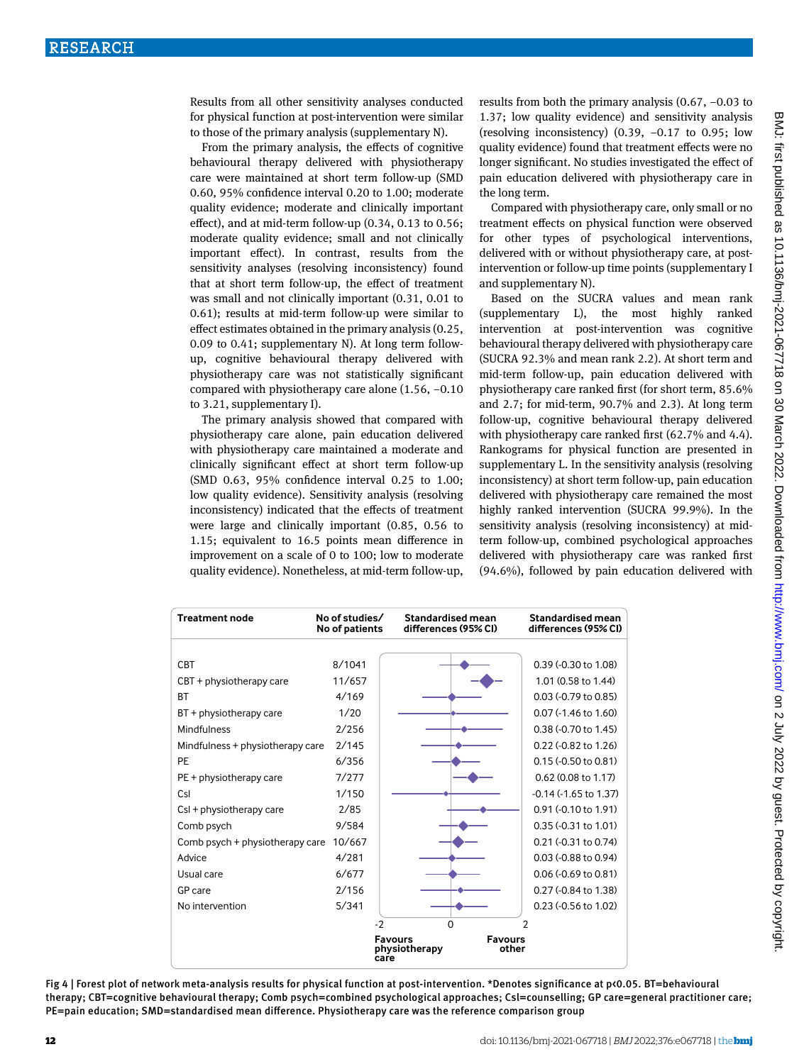Results from all other sensitivity analyses conducted for physical function at post-intervention were similar to those of the primary analysis (supplementary N).

From the primary analysis, the effects of cognitive behavioural therapy delivered with physiotherapy care were maintained at short term follow-up (SMD 0.60, 95% confidence interval 0.20 to 1.00; moderate quality evidence; moderate and clinically important effect), and at mid-term follow-up (0.34, 0.13 to 0.56; moderate quality evidence; small and not clinically important effect). In contrast, results from the sensitivity analyses (resolving inconsistency) found that at short term follow-up, the effect of treatment was small and not clinically important (0.31, 0.01 to 0.61); results at mid-term follow-up were similar to effect estimates obtained in the primary analysis (0.25, 0.09 to 0.41; supplementary N). At long term follow-up, cognitive behavioural therapy delivered with physiotherapy care was not statistically significant compared with physiotherapy care alone (1.56, −0.10 to 3.21, supplementary I).

The primary analysis showed that compared with physiotherapy care alone, pain education delivered with physiotherapy care maintained a moderate and clinically significant effect at short term follow-up (SMD 0.63, 95% confidence interval 0.25 to 1.00; low quality evidence). Sensitivity analysis (resolving inconsistency) indicated that the effects of treatment were large and clinically important (0.85, 0.56 to 1.15; equivalent to 16.5 points mean difference in improvement on a scale of 0 to 100; low to moderate quality evidence). Nonetheless, at mid-term follow-up, results from both the primary analysis (0.67, −0.03 to 1.37; low quality evidence) and sensitivity analysis (resolving inconsistency) (0.39, −0.17 to 0.95; low quality evidence) found that treatment effects were no longer significant. No studies investigated the effect of pain education delivered with physiotherapy care in the long term.

Compared with physiotherapy care, only small or no treatment effects on physical function were observed for other types of psychological interventions, delivered with or without physiotherapy care, at post-intervention or follow-up time points (supplementary I and supplementary N).

Based on the SUCRA values and mean rank (supplementary L), the most highly ranked intervention at post-intervention was cognitive behavioural therapy delivered with physiotherapy care (SUCRA 92.3% and mean rank 2.2). At short term and mid-term follow-up, pain education delivered with physiotherapy care ranked first (for short term, 85.6% and 2.7; for mid-term, 90.7% and 2.3). At long term follow-up, cognitive behavioural therapy delivered with physiotherapy care ranked first (62.7% and 4.4). Rankograms for physical function are presented in supplementary L. In the sensitivity analysis (resolving inconsistency) at short term follow-up, pain education delivered with physiotherapy care remained the most highly ranked intervention (SUCRA 99.9%). In the sensitivity analysis (resolving inconsistency) at mid-term follow-up, combined psychological approaches delivered with physiotherapy care was ranked first (94.6%), followed by pain education delivered with

| Treatment node | No of studies/ No of patients | Standardised mean differences (95% CI) |
|---|---|---|
| CBT | 8/1041 | 0.39 (-0.30 to 1.08) |
| CBT + physiotherapy care | 11/657 | 1.01 (0.58 to 1.44) |
| BT | 4/169 | 0.03 (-0.79 to 0.85) |
| BT + physiotherapy care | 1/20 | 0.07 (-1.46 to 1.60) |
| Mindfulness | 2/256 | 0.38 (-0.70 to 1.45) |
| Mindfulness + physiotherapy care | 2/145 | 0.22 (-0.82 to 1.26) |
| PE | 6/356 | 0.15 (-0.50 to 0.81) |
| PE + physiotherapy care | 7/277 | 0.62 (0.08 to 1.17) |
| Csl | 1/150 | -0.14 (-1.65 to 1.37) |
| Csl + physiotherapy care | 2/85 | 0.91 (-0.10 to 1.91) |
| Comb psych | 9/584 | 0.35 (-0.31 to 1.01) |
| Comb psych + physiotherapy care | 10/667 | 0.21 (-0.31 to 0.74) |
| Advice | 4/281 | 0.03 (-0.88 to 0.94) |
| Usual care | 6/677 | 0.06 (-0.69 to 0.81) |
| GP care | 2/156 | 0.27 (-0.84 to 1.38) |
| No intervention | 5/341 | 0.23 (-0.56 to 1.02) |

Axis: -2 to 2; Favours physiotherapy care (left) / Favours other (right)

Fig 4 | Forest plot of network meta-analysis results for physical function at post-intervention. *Denotes significance at p<0.05. BT=behavioural therapy; CBT=cognitive behavioural therapy; Comb psych=combined psychological approaches; Csl=counselling; GP care=general practitioner care; PE=pain education; SMD=standardised mean difference. Physiotherapy care was the reference comparison group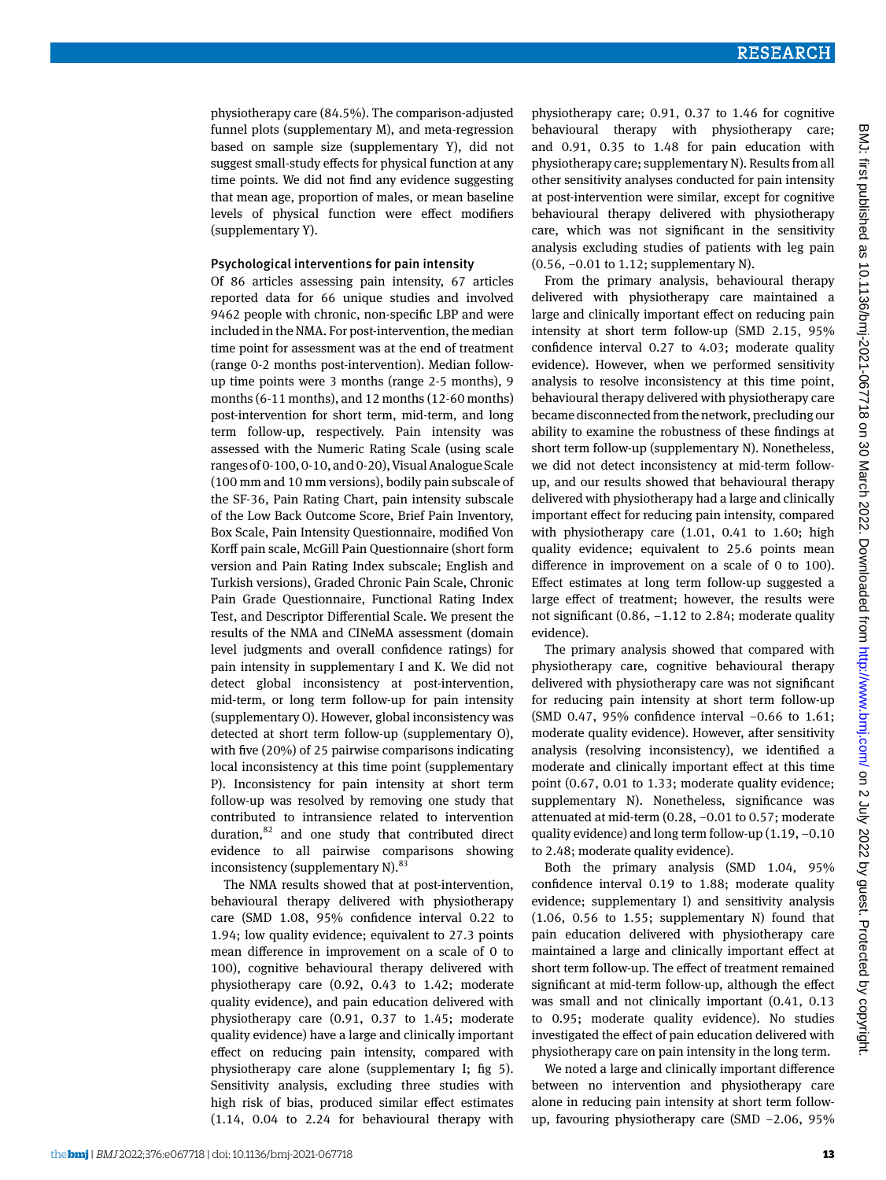physiotherapy care (84.5%). The comparison-adjusted funnel plots (supplementary M), and meta-regression based on sample size (supplementary Y), did not suggest small-study effects for physical function at any time points. We did not find any evidence suggesting that mean age, proportion of males, or mean baseline levels of physical function were effect modifiers (supplementary Y).

### Psychological interventions for pain intensity

Of 86 articles assessing pain intensity, 67 articles reported data for 66 unique studies and involved 9462 people with chronic, non-specific LBP and were included in the NMA. For post-intervention, the median time point for assessment was at the end of treatment (range 0-2 months post-intervention). Median follow-up time points were 3 months (range 2-5 months), 9 months (6-11 months), and 12 months (12-60 months) post-intervention for short term, mid-term, and long term follow-up, respectively. Pain intensity was assessed with the Numeric Rating Scale (using scale ranges of 0-100, 0-10, and 0-20), Visual Analogue Scale (100 mm and 10 mm versions), bodily pain subscale of the SF-36, Pain Rating Chart, pain intensity subscale of the Low Back Outcome Score, Brief Pain Inventory, Box Scale, Pain Intensity Questionnaire, modified Von Korff pain scale, McGill Pain Questionnaire (short form version and Pain Rating Index subscale; English and Turkish versions), Graded Chronic Pain Scale, Chronic Pain Grade Questionnaire, Functional Rating Index Test, and Descriptor Differential Scale. We present the results of the NMA and CINeMA assessment (domain level judgments and overall confidence ratings) for pain intensity in supplementary I and K. We did not detect global inconsistency at post-intervention, mid-term, or long term follow-up for pain intensity (supplementary O). However, global inconsistency was detected at short term follow-up (supplementary O), with five (20%) of 25 pairwise comparisons indicating local inconsistency at this time point (supplementary P). Inconsistency for pain intensity at short term follow-up was resolved by removing one study that contributed to intransience related to intervention duration,[82] and one study that contributed direct evidence to all pairwise comparisons showing inconsistency (supplementary N).[83]

The NMA results showed that at post-intervention, behavioural therapy delivered with physiotherapy care (SMD 1.08, 95% confidence interval 0.22 to 1.94; low quality evidence; equivalent to 27.3 points mean difference in improvement on a scale of 0 to 100), cognitive behavioural therapy delivered with physiotherapy care (0.92, 0.43 to 1.42; moderate quality evidence), and pain education delivered with physiotherapy care (0.91, 0.37 to 1.45; moderate quality evidence) have a large and clinically important effect on reducing pain intensity, compared with physiotherapy care alone (supplementary I; fig 5). Sensitivity analysis, excluding three studies with high risk of bias, produced similar effect estimates (1.14, 0.04 to 2.24 for behavioural therapy with physiotherapy care; 0.91, 0.37 to 1.46 for cognitive behavioural therapy with physiotherapy care; and 0.91, 0.35 to 1.48 for pain education with physiotherapy care; supplementary N). Results from all other sensitivity analyses conducted for pain intensity at post-intervention were similar, except for cognitive behavioural therapy delivered with physiotherapy care, which was not significant in the sensitivity analysis excluding studies of patients with leg pain (0.56, −0.01 to 1.12; supplementary N).

From the primary analysis, behavioural therapy delivered with physiotherapy care maintained a large and clinically important effect on reducing pain intensity at short term follow-up (SMD 2.15, 95% confidence interval 0.27 to 4.03; moderate quality evidence). However, when we performed sensitivity analysis to resolve inconsistency at this time point, behavioural therapy delivered with physiotherapy care became disconnected from the network, precluding our ability to examine the robustness of these findings at short term follow-up (supplementary N). Nonetheless, we did not detect inconsistency at mid-term follow-up, and our results showed that behavioural therapy delivered with physiotherapy had a large and clinically important effect for reducing pain intensity, compared with physiotherapy care (1.01, 0.41 to 1.60; high quality evidence; equivalent to 25.6 points mean difference in improvement on a scale of 0 to 100). Effect estimates at long term follow-up suggested a large effect of treatment; however, the results were not significant (0.86, −1.12 to 2.84; moderate quality evidence).

The primary analysis showed that compared with physiotherapy care, cognitive behavioural therapy delivered with physiotherapy care was not significant for reducing pain intensity at short term follow-up (SMD 0.47, 95% confidence interval −0.66 to 1.61; moderate quality evidence). However, after sensitivity analysis (resolving inconsistency), we identified a moderate and clinically important effect at this time point (0.67, 0.01 to 1.33; moderate quality evidence; supplementary N). Nonetheless, significance was attenuated at mid-term (0.28, −0.01 to 0.57; moderate quality evidence) and long term follow-up (1.19, −0.10 to 2.48; moderate quality evidence).

Both the primary analysis (SMD 1.04, 95% confidence interval 0.19 to 1.88; moderate quality evidence; supplementary I) and sensitivity analysis (1.06, 0.56 to 1.55; supplementary N) found that pain education delivered with physiotherapy care maintained a large and clinically important effect at short term follow-up. The effect of treatment remained significant at mid-term follow-up, although the effect was small and not clinically important (0.41, 0.13 to 0.95; moderate quality evidence). No studies investigated the effect of pain education delivered with physiotherapy care on pain intensity in the long term.

We noted a large and clinically important difference between no intervention and physiotherapy care alone in reducing pain intensity at short term follow-up, favouring physiotherapy care (SMD −2.06, 95%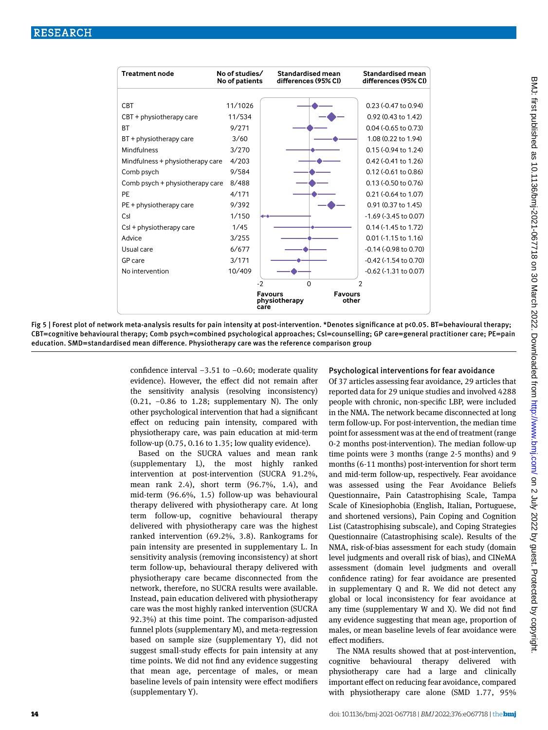| Treatment node | No of studies/ No of patients | Standardised mean differences (95% CI) |
|---|---|---|
| CBT | 11/1026 | 0.23 (-0.47 to 0.94) |
| CBT + physiotherapy care | 11/534 | 0.92 (0.43 to 1.42) |
| BT | 9/271 | 0.04 (-0.65 to 0.73) |
| BT + physiotherapy care | 3/60 | 1.08 (0.22 to 1.94) |
| Mindfulness | 3/270 | 0.15 (-0.94 to 1.24) |
| Mindfulness + physiotherapy care | 4/203 | 0.42 (-0.41 to 1.26) |
| Comb psych | 9/584 | 0.12 (-0.61 to 0.86) |
| Comb psych + physiotherapy care | 8/488 | 0.13 (-0.50 to 0.76) |
| PE | 4/171 | 0.21 (-0.64 to 1.07) |
| PE + physiotherapy care | 9/392 | 0.91 (0.37 to 1.45) |
| Csl | 1/150 | -1.69 (-3.45 to 0.07) |
| Csl + physiotherapy care | 1/45 | 0.14 (-1.45 to 1.72) |
| Advice | 3/255 | 0.01 (-1.15 to 1.16) |
| Usual care | 6/677 | -0.14 (-0.98 to 0.70) |
| GP care | 3/171 | -0.42 (-1.54 to 0.70) |
| No intervention | 10/409 | -0.62 (-1.31 to 0.07) |

Favours physiotherapy care ← → Favours other

Fig 5 | Forest plot of network meta-analysis results for pain intensity at post-intervention. *Denotes significance at p<0.05. BT=behavioural therapy; CBT=cognitive behavioural therapy; Comb psych=combined psychological approaches; Csl=counselling; GP care=general practitioner care; PE=pain education. SMD=standardised mean difference. Physiotherapy care was the reference comparison group

confidence interval −3.51 to −0.60; moderate quality evidence). However, the effect did not remain after the sensitivity analysis (resolving inconsistency) (0.21, −0.86 to 1.28; supplementary N). The only other psychological intervention that had a significant effect on reducing pain intensity, compared with physiotherapy care, was pain education at mid-term follow-up (0.75, 0.16 to 1.35; low quality evidence).

Based on the SUCRA values and mean rank (supplementary L), the most highly ranked intervention at post-intervention (SUCRA 91.2%, mean rank 2.4), short term (96.7%, 1.4), and mid-term (96.6%, 1.5) follow-up was behavioural therapy delivered with physiotherapy care. At long term follow-up, cognitive behavioural therapy delivered with physiotherapy care was the highest ranked intervention (69.2%, 3.8). Rankograms for pain intensity are presented in supplementary L. In sensitivity analysis (removing inconsistency) at short term follow-up, behavioural therapy delivered with physiotherapy care became disconnected from the network, therefore, no SUCRA results were available. Instead, pain education delivered with physiotherapy care was the most highly ranked intervention (SUCRA 92.3%) at this time point. The comparison-adjusted funnel plots (supplementary M), and meta-regression based on sample size (supplementary Y), did not suggest small-study effects for pain intensity at any time points. We did not find any evidence suggesting that mean age, percentage of males, or mean baseline levels of pain intensity were effect modifiers (supplementary Y).

## Psychological interventions for fear avoidance

Of 37 articles assessing fear avoidance, 29 articles that reported data for 29 unique studies and involved 4288 people with chronic, non-specific LBP, were included in the NMA. The network became disconnected at long term follow-up. For post-intervention, the median time point for assessment was at the end of treatment (range 0-2 months post-intervention). The median follow-up time points were 3 months (range 2-5 months) and 9 months (6-11 months) post-intervention for short term and mid-term follow-up, respectively. Fear avoidance was assessed using the Fear Avoidance Beliefs Questionnaire, Pain Catastrophising Scale, Tampa Scale of Kinesiophobia (English, Italian, Portuguese, and shortened versions), Pain Coping and Cognition List (Catastrophising subscale), and Coping Strategies Questionnaire (Catastrophising scale). Results of the NMA, risk-of-bias assessment for each study (domain level judgments and overall risk of bias), and CINeMA assessment (domain level judgments and overall confidence rating) for fear avoidance are presented in supplementary Q and R. We did not detect any global or local inconsistency for fear avoidance at any time (supplementary W and X). We did not find any evidence suggesting that mean age, proportion of males, or mean baseline levels of fear avoidance were effect modifiers.

The NMA results showed that at post-intervention, cognitive behavioural therapy delivered with physiotherapy care had a large and clinically important effect on reducing fear avoidance, compared with physiotherapy care alone (SMD 1.77, 95%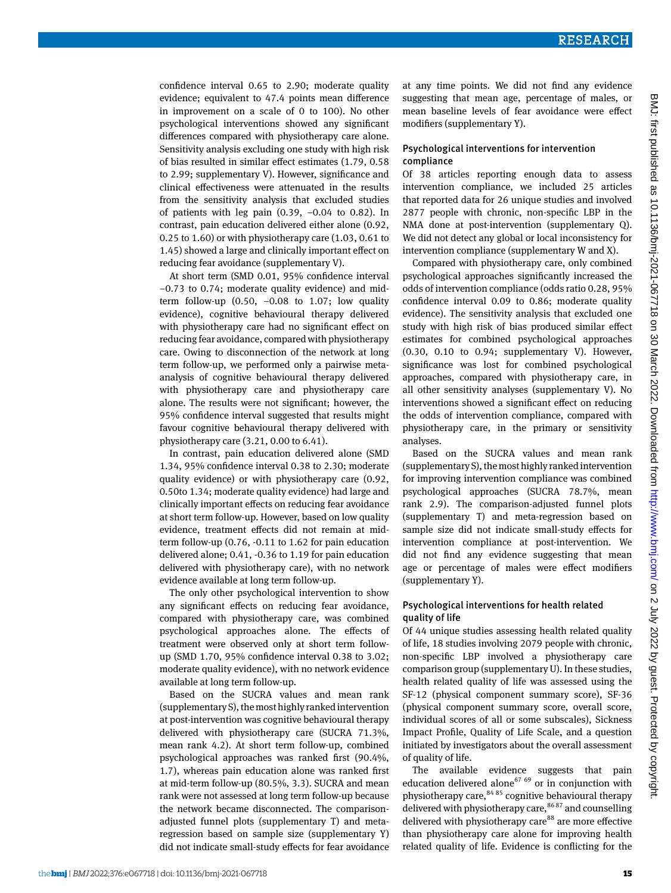confidence interval 0.65 to 2.90; moderate quality evidence; equivalent to 47.4 points mean difference in improvement on a scale of 0 to 100). No other psychological interventions showed any significant differences compared with physiotherapy care alone. Sensitivity analysis excluding one study with high risk of bias resulted in similar effect estimates (1.79, 0.58 to 2.99; supplementary V). However, significance and clinical effectiveness were attenuated in the results from the sensitivity analysis that excluded studies of patients with leg pain (0.39, −0.04 to 0.82). In contrast, pain education delivered either alone (0.92, 0.25 to 1.60) or with physiotherapy care (1.03, 0.61 to 1.45) showed a large and clinically important effect on reducing fear avoidance (supplementary V).

At short term (SMD 0.01, 95% confidence interval −0.73 to 0.74; moderate quality evidence) and mid-term follow-up (0.50, −0.08 to 1.07; low quality evidence), cognitive behavioural therapy delivered with physiotherapy care had no significant effect on reducing fear avoidance, compared with physiotherapy care. Owing to disconnection of the network at long term follow-up, we performed only a pairwise meta-analysis of cognitive behavioural therapy delivered with physiotherapy care and physiotherapy care alone. The results were not significant; however, the 95% confidence interval suggested that results might favour cognitive behavioural therapy delivered with physiotherapy care (3.21, 0.00 to 6.41).

In contrast, pain education delivered alone (SMD 1.34, 95% confidence interval 0.38 to 2.30; moderate quality evidence) or with physiotherapy care (0.92, 0.50to 1.34; moderate quality evidence) had large and clinically important effects on reducing fear avoidance at short term follow-up. However, based on low quality evidence, treatment effects did not remain at mid-term follow-up (0.76, -0.11 to 1.62 for pain education delivered alone; 0.41, -0.36 to 1.19 for pain education delivered with physiotherapy care), with no network evidence available at long term follow-up.

The only other psychological intervention to show any significant effects on reducing fear avoidance, compared with physiotherapy care, was combined psychological approaches alone. The effects of treatment were observed only at short term follow-up (SMD 1.70, 95% confidence interval 0.38 to 3.02; moderate quality evidence), with no network evidence available at long term follow-up.

Based on the SUCRA values and mean rank (supplementary S), the most highly ranked intervention at post-intervention was cognitive behavioural therapy delivered with physiotherapy care (SUCRA 71.3%, mean rank 4.2). At short term follow-up, combined psychological approaches was ranked first (90.4%, 1.7), whereas pain education alone was ranked first at mid-term follow-up (80.5%, 3.3). SUCRA and mean rank were not assessed at long term follow-up because the network became disconnected. The comparison-adjusted funnel plots (supplementary T) and meta-regression based on sample size (supplementary Y) did not indicate small-study effects for fear avoidance at any time points. We did not find any evidence suggesting that mean age, percentage of males, or mean baseline levels of fear avoidance were effect modifiers (supplementary Y).

### Psychological interventions for intervention compliance

Of 38 articles reporting enough data to assess intervention compliance, we included 25 articles that reported data for 26 unique studies and involved 2877 people with chronic, non-specific LBP in the NMA done at post-intervention (supplementary Q). We did not detect any global or local inconsistency for intervention compliance (supplementary W and X).

Compared with physiotherapy care, only combined psychological approaches significantly increased the odds of intervention compliance (odds ratio 0.28, 95% confidence interval 0.09 to 0.86; moderate quality evidence). The sensitivity analysis that excluded one study with high risk of bias produced similar effect estimates for combined psychological approaches (0.30, 0.10 to 0.94; supplementary V). However, significance was lost for combined psychological approaches, compared with physiotherapy care, in all other sensitivity analyses (supplementary V). No interventions showed a significant effect on reducing the odds of intervention compliance, compared with physiotherapy care, in the primary or sensitivity analyses.

Based on the SUCRA values and mean rank (supplementary S), the most highly ranked intervention for improving intervention compliance was combined psychological approaches (SUCRA 78.7%, mean rank 2.9). The comparison-adjusted funnel plots (supplementary T) and meta-regression based on sample size did not indicate small-study effects for intervention compliance at post-intervention. We did not find any evidence suggesting that mean age or percentage of males were effect modifiers (supplementary Y).

### Psychological interventions for health related quality of life

Of 44 unique studies assessing health related quality of life, 18 studies involving 2079 people with chronic, non-specific LBP involved a physiotherapy care comparison group (supplementary U). In these studies, health related quality of life was assessed using the SF-12 (physical component summary score), SF-36 (physical component summary score, overall score, individual scores of all or some subscales), Sickness Impact Profile, Quality of Life Scale, and a question initiated by investigators about the overall assessment of quality of life.

The available evidence suggests that pain education delivered alone[67,69] or in conjunction with physiotherapy care,[84,85] cognitive behavioural therapy delivered with physiotherapy care,[86,87] and counselling delivered with physiotherapy care[88] are more effective than physiotherapy care alone for improving health related quality of life. Evidence is conflicting for the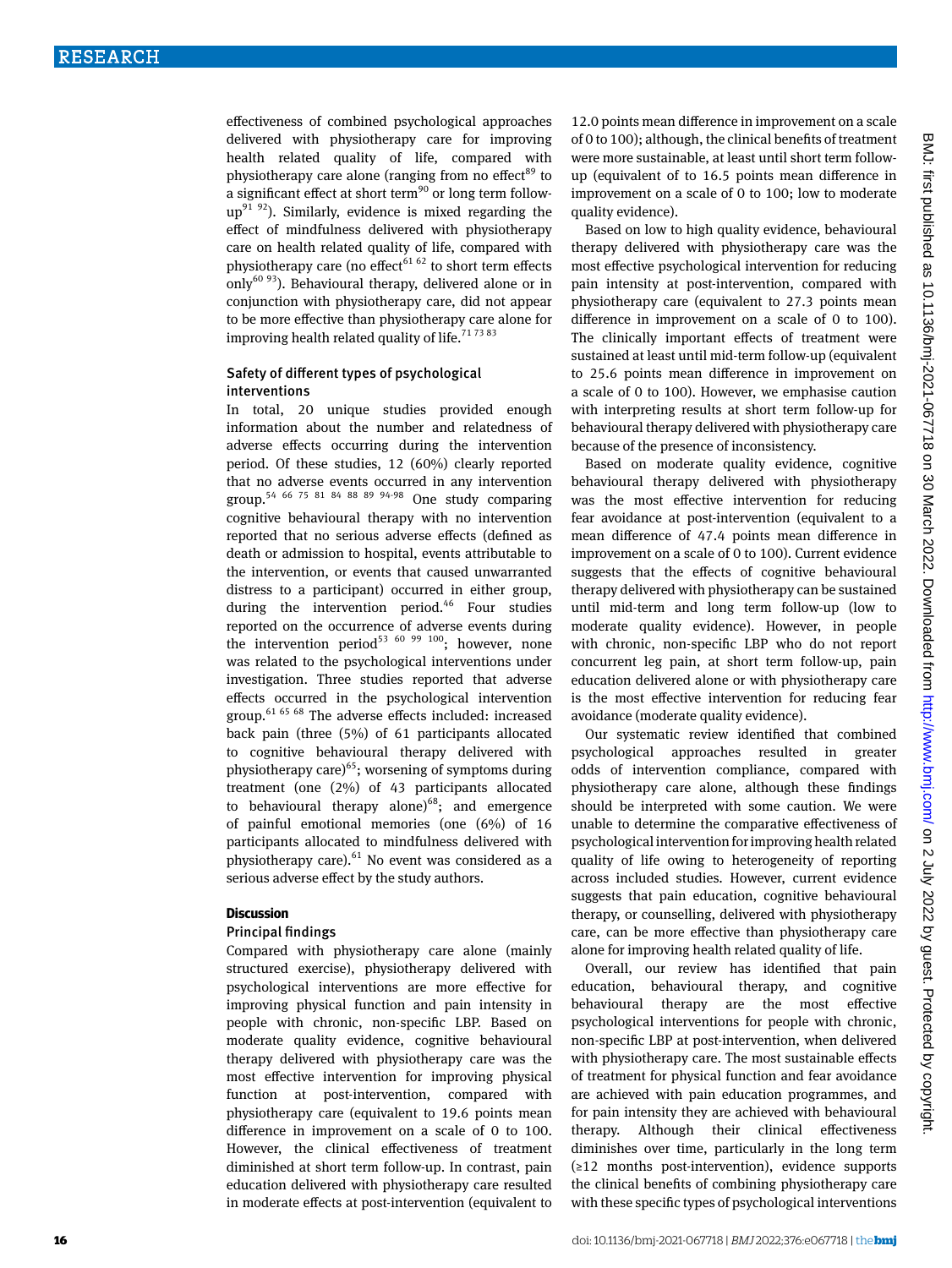effectiveness of combined psychological approaches delivered with physiotherapy care for improving health related quality of life, compared with physiotherapy care alone (ranging from no effect[89] to a significant effect at short term[90] or long term follow-up[91 92]). Similarly, evidence is mixed regarding the effect of mindfulness delivered with physiotherapy care on health related quality of life, compared with physiotherapy care (no effect[61 62] to short term effects only[60 93]). Behavioural therapy, delivered alone or in conjunction with physiotherapy care, did not appear to be more effective than physiotherapy care alone for improving health related quality of life.[71 73 83]

### Safety of different types of psychological interventions

In total, 20 unique studies provided enough information about the number and relatedness of adverse effects occurring during the intervention period. Of these studies, 12 (60%) clearly reported that no adverse events occurred in any intervention group.[54 66 75 81 84 88 89 94-98] One study comparing cognitive behavioural therapy with no intervention reported that no serious adverse effects (defined as death or admission to hospital, events attributable to the intervention, or events that caused unwarranted distress to a participant) occurred in either group, during the intervention period.[46] Four studies reported on the occurrence of adverse events during the intervention period[53 60 99 100]; however, none was related to the psychological interventions under investigation. Three studies reported that adverse effects occurred in the psychological intervention group.[61 65 68] The adverse effects included: increased back pain (three (5%) of 61 participants allocated to cognitive behavioural therapy delivered with physiotherapy care)[65]; worsening of symptoms during treatment (one (2%) of 43 participants allocated to behavioural therapy alone)[68]; and emergence of painful emotional memories (one (6%) of 16 participants allocated to mindfulness delivered with physiotherapy care).[61] No event was considered as a serious adverse effect by the study authors.

## Discussion

### Principal findings

Compared with physiotherapy care alone (mainly structured exercise), physiotherapy delivered with psychological interventions are more effective for improving physical function and pain intensity in people with chronic, non-specific LBP. Based on moderate quality evidence, cognitive behavioural therapy delivered with physiotherapy care was the most effective intervention for improving physical function at post-intervention, compared with physiotherapy care (equivalent to 19.6 points mean difference in improvement on a scale of 0 to 100. However, the clinical effectiveness of treatment diminished at short term follow-up. In contrast, pain education delivered with physiotherapy care resulted in moderate effects at post-intervention (equivalent to 12.0 points mean difference in improvement on a scale of 0 to 100); although, the clinical benefits of treatment were more sustainable, at least until short term follow-up (equivalent of to 16.5 points mean difference in improvement on a scale of 0 to 100; low to moderate quality evidence).

Based on low to high quality evidence, behavioural therapy delivered with physiotherapy care was the most effective psychological intervention for reducing pain intensity at post-intervention, compared with physiotherapy care (equivalent to 27.3 points mean difference in improvement on a scale of 0 to 100). The clinically important effects of treatment were sustained at least until mid-term follow-up (equivalent to 25.6 points mean difference in improvement on a scale of 0 to 100). However, we emphasise caution with interpreting results at short term follow-up for behavioural therapy delivered with physiotherapy care because of the presence of inconsistency.

Based on moderate quality evidence, cognitive behavioural therapy delivered with physiotherapy was the most effective intervention for reducing fear avoidance at post-intervention (equivalent to a mean difference of 47.4 points mean difference in improvement on a scale of 0 to 100). Current evidence suggests that the effects of cognitive behavioural therapy delivered with physiotherapy can be sustained until mid-term and long term follow-up (low to moderate quality evidence). However, in people with chronic, non-specific LBP who do not report concurrent leg pain, at short term follow-up, pain education delivered alone or with physiotherapy care is the most effective intervention for reducing fear avoidance (moderate quality evidence).

Our systematic review identified that combined psychological approaches resulted in greater odds of intervention compliance, compared with physiotherapy care alone, although these findings should be interpreted with some caution. We were unable to determine the comparative effectiveness of psychological intervention for improving health related quality of life owing to heterogeneity of reporting across included studies. However, current evidence suggests that pain education, cognitive behavioural therapy, or counselling, delivered with physiotherapy care, can be more effective than physiotherapy care alone for improving health related quality of life.

Overall, our review has identified that pain education, behavioural therapy, and cognitive behavioural therapy are the most effective psychological interventions for people with chronic, non-specific LBP at post-intervention, when delivered with physiotherapy care. The most sustainable effects of treatment for physical function and fear avoidance are achieved with pain education programmes, and for pain intensity they are achieved with behavioural therapy. Although their clinical effectiveness diminishes over time, particularly in the long term (≥12 months post-intervention), evidence supports the clinical benefits of combining physiotherapy care with these specific types of psychological interventions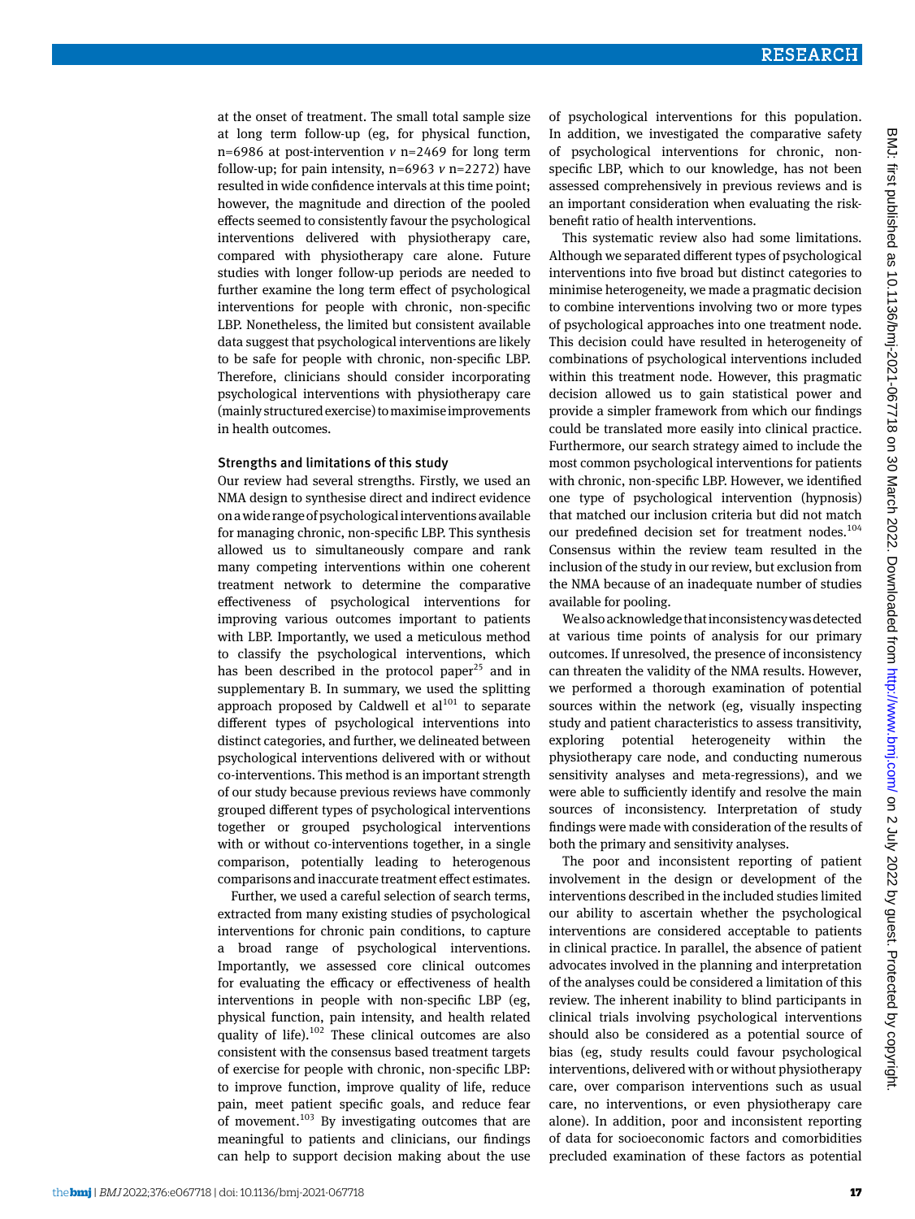at the onset of treatment. The small total sample size at long term follow-up (eg, for physical function, n=6986 at post-intervention *v* n=2469 for long term follow-up; for pain intensity, n=6963 *v* n=2272) have resulted in wide confidence intervals at this time point; however, the magnitude and direction of the pooled effects seemed to consistently favour the psychological interventions delivered with physiotherapy care, compared with physiotherapy care alone. Future studies with longer follow-up periods are needed to further examine the long term effect of psychological interventions for people with chronic, non-specific LBP. Nonetheless, the limited but consistent available data suggest that psychological interventions are likely to be safe for people with chronic, non-specific LBP. Therefore, clinicians should consider incorporating psychological interventions with physiotherapy care (mainly structured exercise) to maximise improvements in health outcomes.

### Strengths and limitations of this study

Our review had several strengths. Firstly, we used an NMA design to synthesise direct and indirect evidence on a wide range of psychological interventions available for managing chronic, non-specific LBP. This synthesis allowed us to simultaneously compare and rank many competing interventions within one coherent treatment network to determine the comparative effectiveness of psychological interventions for improving various outcomes important to patients with LBP. Importantly, we used a meticulous method to classify the psychological interventions, which has been described in the protocol paper[25] and in supplementary B. In summary, we used the splitting approach proposed by Caldwell et al[101] to separate different types of psychological interventions into distinct categories, and further, we delineated between psychological interventions delivered with or without co-interventions. This method is an important strength of our study because previous reviews have commonly grouped different types of psychological interventions together or grouped psychological interventions with or without co-interventions together, in a single comparison, potentially leading to heterogenous comparisons and inaccurate treatment effect estimates.

Further, we used a careful selection of search terms, extracted from many existing studies of psychological interventions for chronic pain conditions, to capture a broad range of psychological interventions. Importantly, we assessed core clinical outcomes for evaluating the efficacy or effectiveness of health interventions in people with non-specific LBP (eg, physical function, pain intensity, and health related quality of life).[102] These clinical outcomes are also consistent with the consensus based treatment targets of exercise for people with chronic, non-specific LBP: to improve function, improve quality of life, reduce pain, meet patient specific goals, and reduce fear of movement.[103] By investigating outcomes that are meaningful to patients and clinicians, our findings can help to support decision making about the use of psychological interventions for this population. In addition, we investigated the comparative safety of psychological interventions for chronic, non-specific LBP, which to our knowledge, has not been assessed comprehensively in previous reviews and is an important consideration when evaluating the risk-benefit ratio of health interventions.

This systematic review also had some limitations. Although we separated different types of psychological interventions into five broad but distinct categories to minimise heterogeneity, we made a pragmatic decision to combine interventions involving two or more types of psychological approaches into one treatment node. This decision could have resulted in heterogeneity of combinations of psychological interventions included within this treatment node. However, this pragmatic decision allowed us to gain statistical power and provide a simpler framework from which our findings could be translated more easily into clinical practice. Furthermore, our search strategy aimed to include the most common psychological interventions for patients with chronic, non-specific LBP. However, we identified one type of psychological intervention (hypnosis) that matched our inclusion criteria but did not match our predefined decision set for treatment nodes.[104] Consensus within the review team resulted in the inclusion of the study in our review, but exclusion from the NMA because of an inadequate number of studies available for pooling.

We also acknowledge that inconsistency was detected at various time points of analysis for our primary outcomes. If unresolved, the presence of inconsistency can threaten the validity of the NMA results. However, we performed a thorough examination of potential sources within the network (eg, visually inspecting study and patient characteristics to assess transitivity, exploring potential heterogeneity within the physiotherapy care node, and conducting numerous sensitivity analyses and meta-regressions), and we were able to sufficiently identify and resolve the main sources of inconsistency. Interpretation of study findings were made with consideration of the results of both the primary and sensitivity analyses.

The poor and inconsistent reporting of patient involvement in the design or development of the interventions described in the included studies limited our ability to ascertain whether the psychological interventions are considered acceptable to patients in clinical practice. In parallel, the absence of patient advocates involved in the planning and interpretation of the analyses could be considered a limitation of this review. The inherent inability to blind participants in clinical trials involving psychological interventions should also be considered as a potential source of bias (eg, study results could favour psychological interventions, delivered with or without physiotherapy care, over comparison interventions such as usual care, no interventions, or even physiotherapy care alone). In addition, poor and inconsistent reporting of data for socioeconomic factors and comorbidities precluded examination of these factors as potential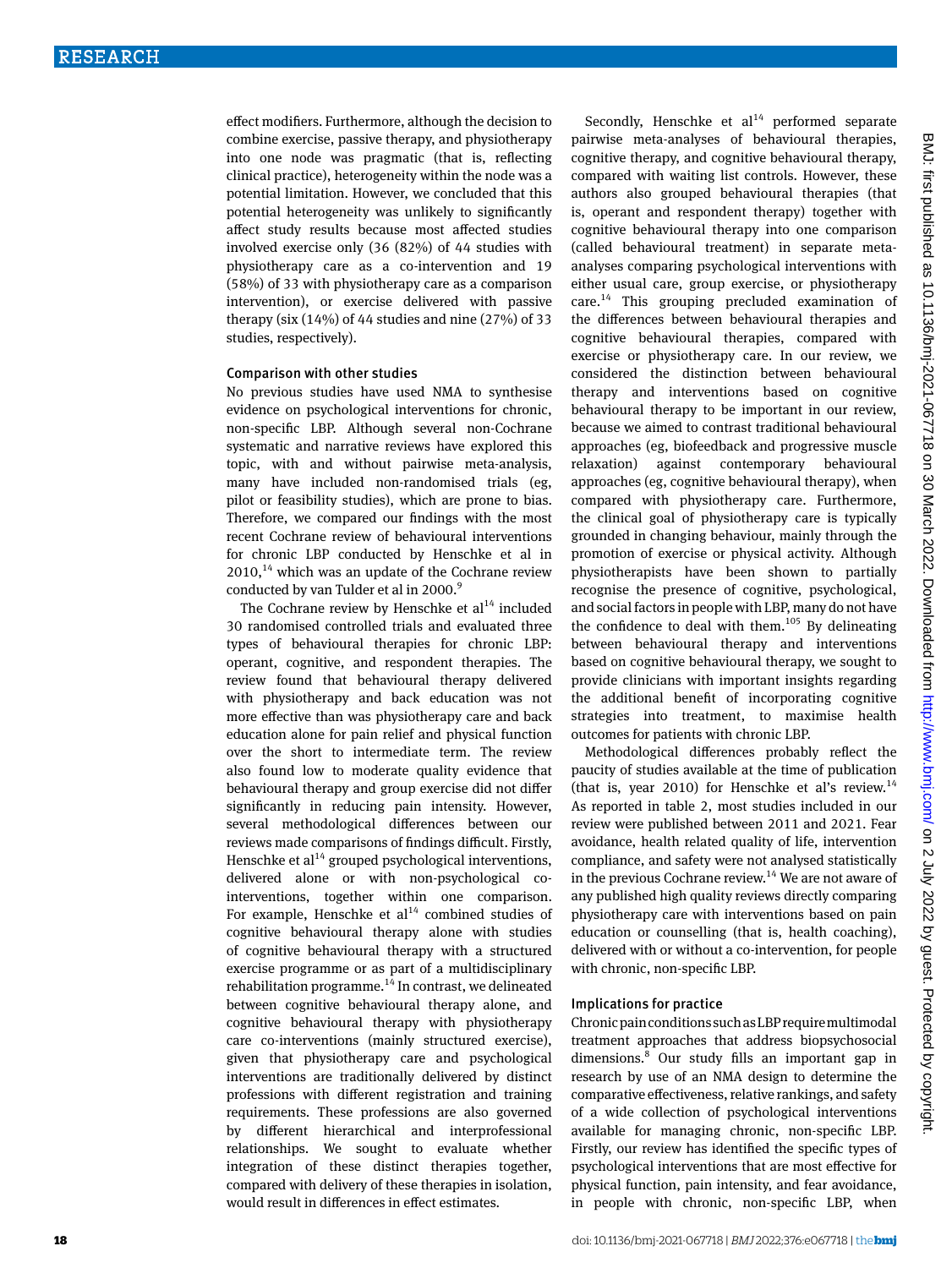effect modifiers. Furthermore, although the decision to combine exercise, passive therapy, and physiotherapy into one node was pragmatic (that is, reflecting clinical practice), heterogeneity within the node was a potential limitation. However, we concluded that this potential heterogeneity was unlikely to significantly affect study results because most affected studies involved exercise only (36 (82%) of 44 studies with physiotherapy care as a co-intervention and 19 (58%) of 33 with physiotherapy care as a comparison intervention), or exercise delivered with passive therapy (six (14%) of 44 studies and nine (27%) of 33 studies, respectively).

### Comparison with other studies

No previous studies have used NMA to synthesise evidence on psychological interventions for chronic, non-specific LBP. Although several non-Cochrane systematic and narrative reviews have explored this topic, with and without pairwise meta-analysis, many have included non-randomised trials (eg, pilot or feasibility studies), which are prone to bias. Therefore, we compared our findings with the most recent Cochrane review of behavioural interventions for chronic LBP conducted by Henschke et al in 2010,[14] which was an update of the Cochrane review conducted by van Tulder et al in 2000.[9]

The Cochrane review by Henschke et al[14] included 30 randomised controlled trials and evaluated three types of behavioural therapies for chronic LBP: operant, cognitive, and respondent therapies. The review found that behavioural therapy delivered with physiotherapy and back education was not more effective than was physiotherapy care and back education alone for pain relief and physical function over the short to intermediate term. The review also found low to moderate quality evidence that behavioural therapy and group exercise did not differ significantly in reducing pain intensity. However, several methodological differences between our reviews made comparisons of findings difficult. Firstly, Henschke et al[14] grouped psychological interventions, delivered alone or with non-psychological co-interventions, together within one comparison. For example, Henschke et al[14] combined studies of cognitive behavioural therapy alone with studies of cognitive behavioural therapy with a structured exercise programme or as part of a multidisciplinary rehabilitation programme.[14] In contrast, we delineated between cognitive behavioural therapy alone, and cognitive behavioural therapy with physiotherapy care co-interventions (mainly structured exercise), given that physiotherapy care and psychological interventions are traditionally delivered by distinct professions with different registration and training requirements. These professions are also governed by different hierarchical and interprofessional relationships. We sought to evaluate whether integration of these distinct therapies together, compared with delivery of these therapies in isolation, would result in differences in effect estimates.

Secondly, Henschke et al[14] performed separate pairwise meta-analyses of behavioural therapies, cognitive therapy, and cognitive behavioural therapy, compared with waiting list controls. However, these authors also grouped behavioural therapies (that is, operant and respondent therapy) together with cognitive behavioural therapy into one comparison (called behavioural treatment) in separate meta-analyses comparing psychological interventions with either usual care, group exercise, or physiotherapy care.[14] This grouping precluded examination of the differences between behavioural therapies and cognitive behavioural therapies, compared with exercise or physiotherapy care. In our review, we considered the distinction between behavioural therapy and interventions based on cognitive behavioural therapy to be important in our review, because we aimed to contrast traditional behavioural approaches (eg, biofeedback and progressive muscle relaxation) against contemporary behavioural approaches (eg, cognitive behavioural therapy), when compared with physiotherapy care. Furthermore, the clinical goal of physiotherapy care is typically grounded in changing behaviour, mainly through the promotion of exercise or physical activity. Although physiotherapists have been shown to partially recognise the presence of cognitive, psychological, and social factors in people with LBP, many do not have the confidence to deal with them.[105] By delineating between behavioural therapy and interventions based on cognitive behavioural therapy, we sought to provide clinicians with important insights regarding the additional benefit of incorporating cognitive strategies into treatment, to maximise health outcomes for patients with chronic LBP.

Methodological differences probably reflect the paucity of studies available at the time of publication (that is, year 2010) for Henschke et al's review.[14] As reported in table 2, most studies included in our review were published between 2011 and 2021. Fear avoidance, health related quality of life, intervention compliance, and safety were not analysed statistically in the previous Cochrane review.[14] We are not aware of any published high quality reviews directly comparing physiotherapy care with interventions based on pain education or counselling (that is, health coaching), delivered with or without a co-intervention, for people with chronic, non-specific LBP.

### Implications for practice

Chronic pain conditions such as LBP require multimodal treatment approaches that address biopsychosocial dimensions.[8] Our study fills an important gap in research by use of an NMA design to determine the comparative effectiveness, relative rankings, and safety of a wide collection of psychological interventions available for managing chronic, non-specific LBP. Firstly, our review has identified the specific types of psychological interventions that are most effective for physical function, pain intensity, and fear avoidance, in people with chronic, non-specific LBP, when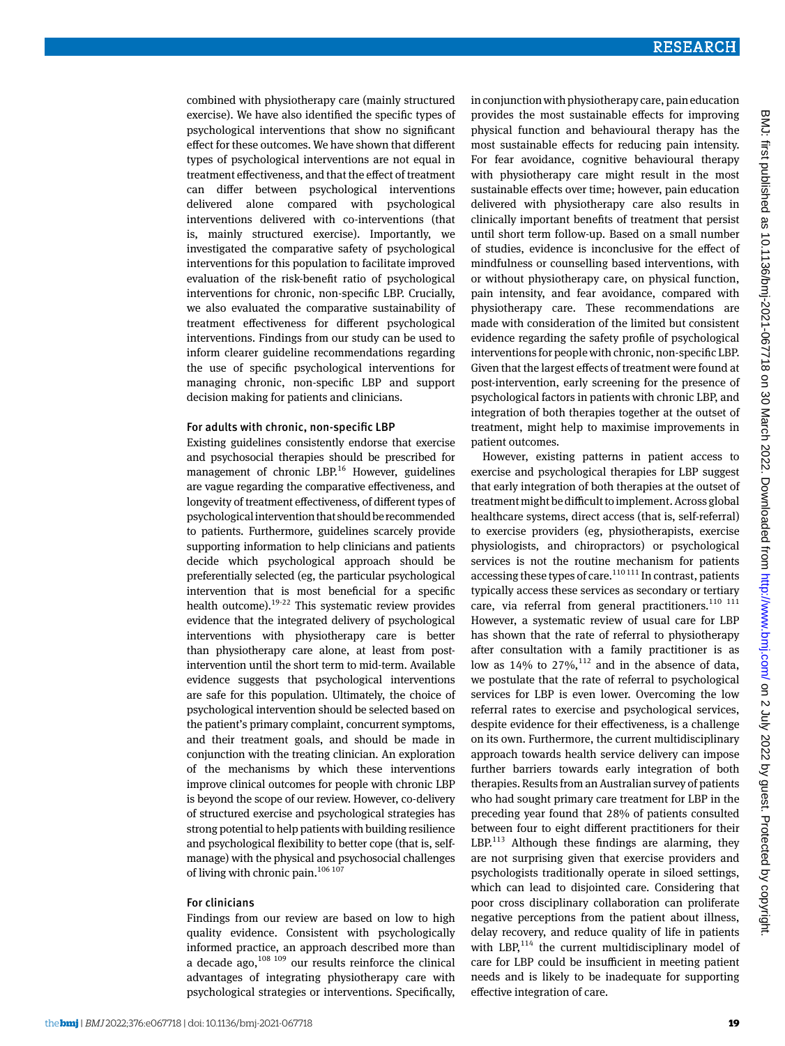combined with physiotherapy care (mainly structured exercise). We have also identified the specific types of psychological interventions that show no significant effect for these outcomes. We have shown that different types of psychological interventions are not equal in treatment effectiveness, and that the effect of treatment can differ between psychological interventions delivered alone compared with psychological interventions delivered with co-interventions (that is, mainly structured exercise). Importantly, we investigated the comparative safety of psychological interventions for this population to facilitate improved evaluation of the risk-benefit ratio of psychological interventions for chronic, non-specific LBP. Crucially, we also evaluated the comparative sustainability of treatment effectiveness for different psychological interventions. Findings from our study can be used to inform clearer guideline recommendations regarding the use of specific psychological interventions for managing chronic, non-specific LBP and support decision making for patients and clinicians.

### For adults with chronic, non-specific LBP

Existing guidelines consistently endorse that exercise and psychosocial therapies should be prescribed for management of chronic LBP.[16] However, guidelines are vague regarding the comparative effectiveness, and longevity of treatment effectiveness, of different types of psychological intervention that should be recommended to patients. Furthermore, guidelines scarcely provide supporting information to help clinicians and patients decide which psychological approach should be preferentially selected (eg, the particular psychological intervention that is most beneficial for a specific health outcome).[19-22] This systematic review provides evidence that the integrated delivery of psychological interventions with physiotherapy care is better than physiotherapy care alone, at least from post-intervention until the short term to mid-term. Available evidence suggests that psychological interventions are safe for this population. Ultimately, the choice of psychological intervention should be selected based on the patient's primary complaint, concurrent symptoms, and their treatment goals, and should be made in conjunction with the treating clinician. An exploration of the mechanisms by which these interventions improve clinical outcomes for people with chronic LBP is beyond the scope of our review. However, co-delivery of structured exercise and psychological strategies has strong potential to help patients with building resilience and psychological flexibility to better cope (that is, self-manage) with the physical and psychosocial challenges of living with chronic pain.[106 107]

### For clinicians

Findings from our review are based on low to high quality evidence. Consistent with psychologically informed practice, an approach described more than a decade ago,[108 109] our results reinforce the clinical advantages of integrating physiotherapy care with psychological strategies or interventions. Specifically, in conjunction with physiotherapy care, pain education provides the most sustainable effects for improving physical function and behavioural therapy has the most sustainable effects for reducing pain intensity. For fear avoidance, cognitive behavioural therapy with physiotherapy care might result in the most sustainable effects over time; however, pain education delivered with physiotherapy care also results in clinically important benefits of treatment that persist until short term follow-up. Based on a small number of studies, evidence is inconclusive for the effect of mindfulness or counselling based interventions, with or without physiotherapy care, on physical function, pain intensity, and fear avoidance, compared with physiotherapy care. These recommendations are made with consideration of the limited but consistent evidence regarding the safety profile of psychological interventions for people with chronic, non-specific LBP. Given that the largest effects of treatment were found at post-intervention, early screening for the presence of psychological factors in patients with chronic LBP, and integration of both therapies together at the outset of treatment, might help to maximise improvements in patient outcomes.

However, existing patterns in patient access to exercise and psychological therapies for LBP suggest that early integration of both therapies at the outset of treatment might be difficult to implement. Across global healthcare systems, direct access (that is, self-referral) to exercise providers (eg, physiotherapists, exercise physiologists, and chiropractors) or psychological services is not the routine mechanism for patients accessing these types of care.[110 111] In contrast, patients typically access these services as secondary or tertiary care, via referral from general practitioners.[110 111] However, a systematic review of usual care for LBP has shown that the rate of referral to physiotherapy after consultation with a family practitioner is as low as 14% to 27%,[112] and in the absence of data, we postulate that the rate of referral to psychological services for LBP is even lower. Overcoming the low referral rates to exercise and psychological services, despite evidence for their effectiveness, is a challenge on its own. Furthermore, the current multidisciplinary approach towards health service delivery can impose further barriers towards early integration of both therapies. Results from an Australian survey of patients who had sought primary care treatment for LBP in the preceding year found that 28% of patients consulted between four to eight different practitioners for their LBP.[113] Although these findings are alarming, they are not surprising given that exercise providers and psychologists traditionally operate in siloed settings, which can lead to disjointed care. Considering that poor cross disciplinary collaboration can proliferate negative perceptions from the patient about illness, delay recovery, and reduce quality of life in patients with LBP,[114] the current multidisciplinary model of care for LBP could be insufficient in meeting patient needs and is likely to be inadequate for supporting effective integration of care.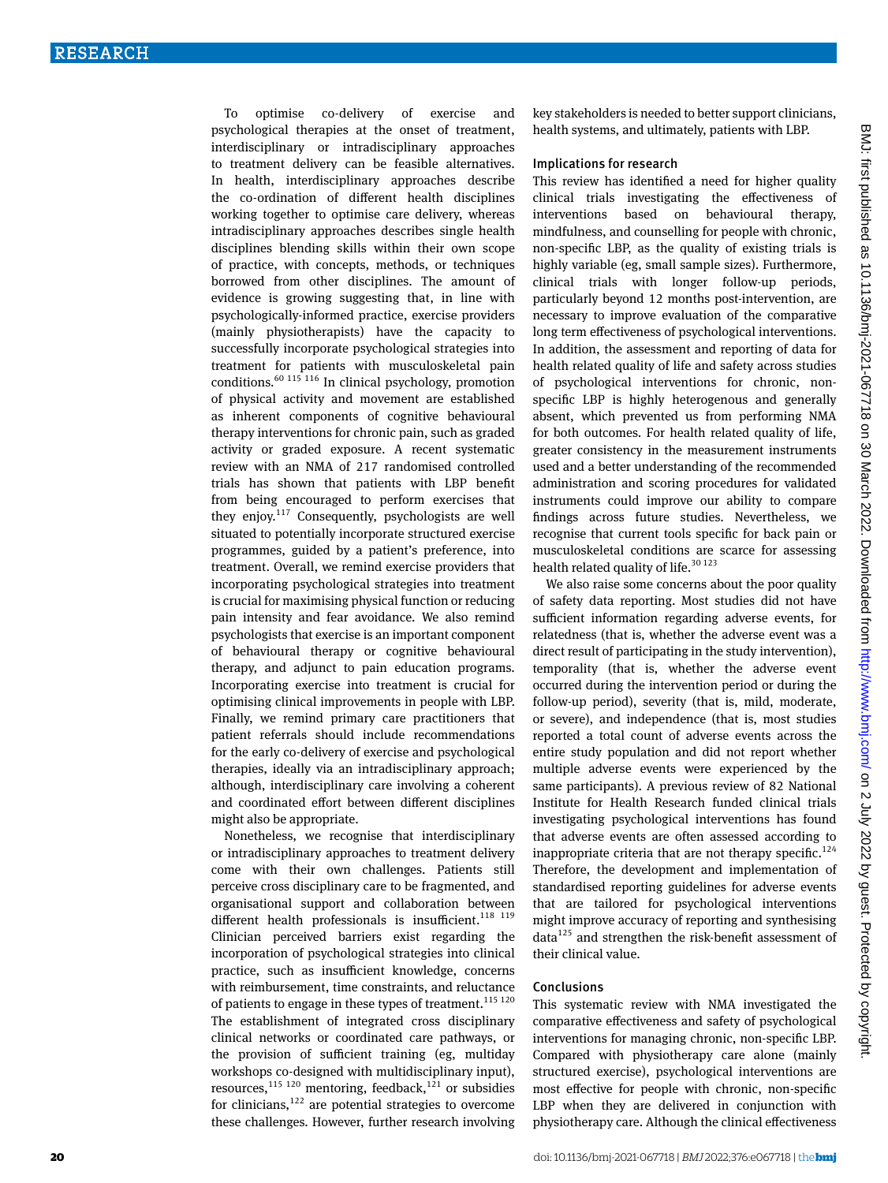To optimise co-delivery of exercise and psychological therapies at the onset of treatment, interdisciplinary or intradisciplinary approaches to treatment delivery can be feasible alternatives. In health, interdisciplinary approaches describe the co-ordination of different health disciplines working together to optimise care delivery, whereas intradisciplinary approaches describes single health disciplines blending skills within their own scope of practice, with concepts, methods, or techniques borrowed from other disciplines. The amount of evidence is growing suggesting that, in line with psychologically-informed practice, exercise providers (mainly physiotherapists) have the capacity to successfully incorporate psychological strategies into treatment for patients with musculoskeletal pain conditions.[60 115 116] In clinical psychology, promotion of physical activity and movement are established as inherent components of cognitive behavioural therapy interventions for chronic pain, such as graded activity or graded exposure. A recent systematic review with an NMA of 217 randomised controlled trials has shown that patients with LBP benefit from being encouraged to perform exercises that they enjoy.[117] Consequently, psychologists are well situated to potentially incorporate structured exercise programmes, guided by a patient's preference, into treatment. Overall, we remind exercise providers that incorporating psychological strategies into treatment is crucial for maximising physical function or reducing pain intensity and fear avoidance. We also remind psychologists that exercise is an important component of behavioural therapy or cognitive behavioural therapy, and adjunct to pain education programs. Incorporating exercise into treatment is crucial for optimising clinical improvements in people with LBP. Finally, we remind primary care practitioners that patient referrals should include recommendations for the early co-delivery of exercise and psychological therapies, ideally via an intradisciplinary approach; although, interdisciplinary care involving a coherent and coordinated effort between different disciplines might also be appropriate.

Nonetheless, we recognise that interdisciplinary or intradisciplinary approaches to treatment delivery come with their own challenges. Patients still perceive cross disciplinary care to be fragmented, and organisational support and collaboration between different health professionals is insufficient.[118 119] Clinician perceived barriers exist regarding the incorporation of psychological strategies into clinical practice, such as insufficient knowledge, concerns with reimbursement, time constraints, and reluctance of patients to engage in these types of treatment.[115 120] The establishment of integrated cross disciplinary clinical networks or coordinated care pathways, or the provision of sufficient training (eg, multiday workshops co-designed with multidisciplinary input), resources,[115 120] mentoring, feedback,[121] or subsidies for clinicians,[122] are potential strategies to overcome these challenges. However, further research involving key stakeholders is needed to better support clinicians, health systems, and ultimately, patients with LBP.

### Implications for research

This review has identified a need for higher quality clinical trials investigating the effectiveness of interventions based on behavioural therapy, mindfulness, and counselling for people with chronic, non-specific LBP, as the quality of existing trials is highly variable (eg, small sample sizes). Furthermore, clinical trials with longer follow-up periods, particularly beyond 12 months post-intervention, are necessary to improve evaluation of the comparative long term effectiveness of psychological interventions. In addition, the assessment and reporting of data for health related quality of life and safety across studies of psychological interventions for chronic, non-specific LBP is highly heterogenous and generally absent, which prevented us from performing NMA for both outcomes. For health related quality of life, greater consistency in the measurement instruments used and a better understanding of the recommended administration and scoring procedures for validated instruments could improve our ability to compare findings across future studies. Nevertheless, we recognise that current tools specific for back pain or musculoskeletal conditions are scarce for assessing health related quality of life.[30 123]

We also raise some concerns about the poor quality of safety data reporting. Most studies did not have sufficient information regarding adverse events, for relatedness (that is, whether the adverse event was a direct result of participating in the study intervention), temporality (that is, whether the adverse event occurred during the intervention period or during the follow-up period), severity (that is, mild, moderate, or severe), and independence (that is, most studies reported a total count of adverse events across the entire study population and did not report whether multiple adverse events were experienced by the same participants). A previous review of 82 National Institute for Health Research funded clinical trials investigating psychological interventions has found that adverse events are often assessed according to inappropriate criteria that are not therapy specific.[124] Therefore, the development and implementation of standardised reporting guidelines for adverse events that are tailored for psychological interventions might improve accuracy of reporting and synthesising data[125] and strengthen the risk-benefit assessment of their clinical value.

### Conclusions

This systematic review with NMA investigated the comparative effectiveness and safety of psychological interventions for managing chronic, non-specific LBP. Compared with physiotherapy care alone (mainly structured exercise), psychological interventions are most effective for people with chronic, non-specific LBP when they are delivered in conjunction with physiotherapy care. Although the clinical effectiveness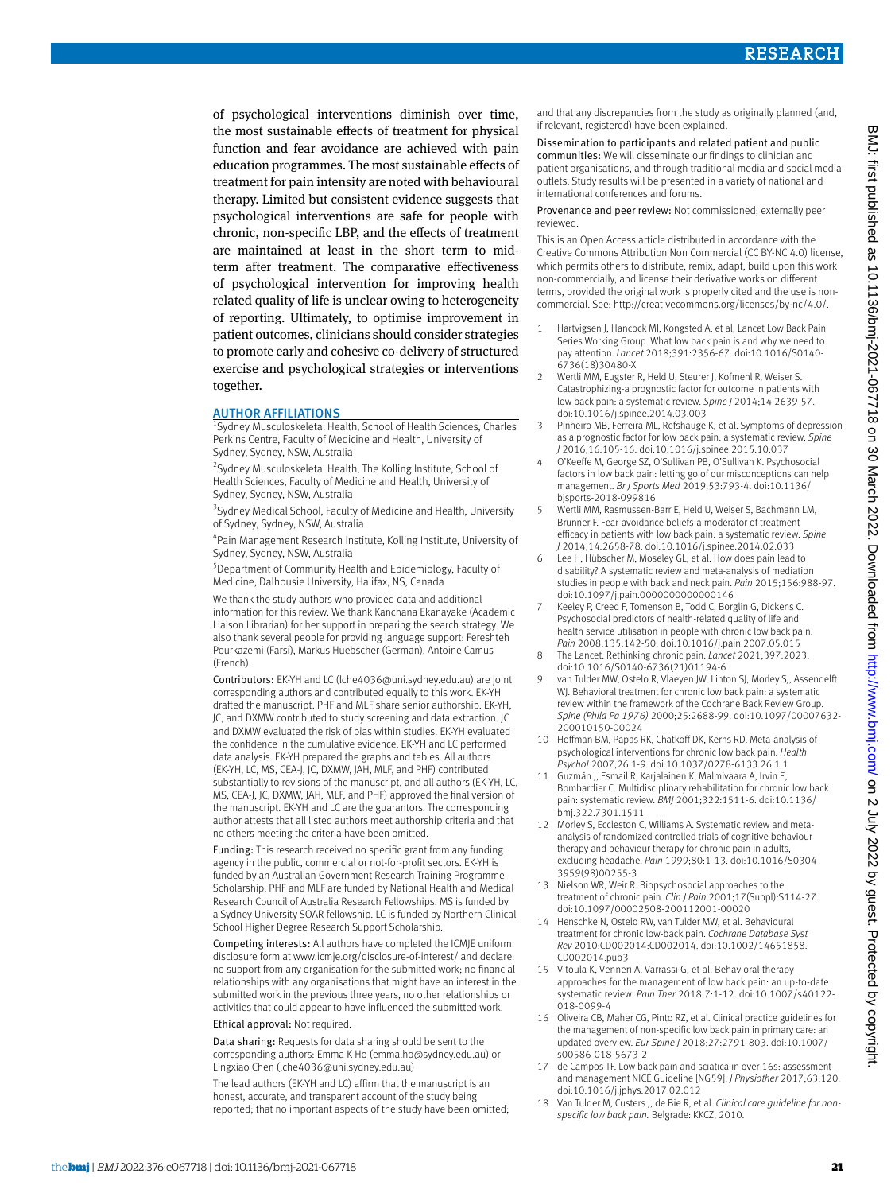of psychological interventions diminish over time, the most sustainable effects of treatment for physical function and fear avoidance are achieved with pain education programmes. The most sustainable effects of treatment for pain intensity are noted with behavioural therapy. Limited but consistent evidence suggests that psychological interventions are safe for people with chronic, non-specific LBP, and the effects of treatment are maintained at least in the short term to mid-term after treatment. The comparative effectiveness of psychological intervention for improving health related quality of life is unclear owing to heterogeneity of reporting. Ultimately, to optimise improvement in patient outcomes, clinicians should consider strategies to promote early and cohesive co-delivery of structured exercise and psychological strategies or interventions together.

## AUTHOR AFFILIATIONS

[1]Sydney Musculoskeletal Health, School of Health Sciences, Charles Perkins Centre, Faculty of Medicine and Health, University of Sydney, Sydney, NSW, Australia

[2]Sydney Musculoskeletal Health, The Kolling Institute, School of Health Sciences, Faculty of Medicine and Health, University of Sydney, Sydney, NSW, Australia

[3]Sydney Medical School, Faculty of Medicine and Health, University of Sydney, Sydney, NSW, Australia

[4]Pain Management Research Institute, Kolling Institute, University of Sydney, Sydney, NSW, Australia

[5]Department of Community Health and Epidemiology, Faculty of Medicine, Dalhousie University, Halifax, NS, Canada

We thank the study authors who provided data and additional information for this review. We thank Kanchana Ekanayake (Academic Liaison Librarian) for her support in preparing the search strategy. We also thank several people for providing language support: Fereshteh Pourkazemi (Farsi), Markus Hüebscher (German), Antoine Camus (French).

**Contributors:** EK-YH and LC (lche4036@uni.sydney.edu.au) are joint corresponding authors and contributed equally to this work. EK-YH drafted the manuscript. PHF and MLF share senior authorship. EK-YH, JC, and DXMW contributed to study screening and data extraction. JC and DXMW evaluated the risk of bias within studies. EK-YH evaluated the confidence in the cumulative evidence. EK-YH and LC performed data analysis. EK-YH prepared the graphs and tables. All authors (EK-YH, LC, MS, CEA-J, JC, DXMW, JAH, MLF, and PHF) contributed substantially to revisions of the manuscript, and all authors (EK-YH, LC, MS, CEA-J, JC, DXMW, JAH, MLF, and PHF) approved the final version of the manuscript. EK-YH and LC are the guarantors. The corresponding author attests that all listed authors meet authorship criteria and that no others meeting the criteria have been omitted.

**Funding:** This research received no specific grant from any funding agency in the public, commercial or not-for-profit sectors. EK-YH is funded by an Australian Government Research Training Programme Scholarship. PHF and MLF are funded by National Health and Medical Research Council of Australia Research Fellowships. MS is funded by a Sydney University SOAR fellowship. LC is funded by Northern Clinical School Higher Degree Research Support Scholarship.

**Competing interests:** All authors have completed the ICMJE uniform disclosure form at www.icmje.org/disclosure-of-interest/ and declare: no support from any organisation for the submitted work; no financial relationships with any organisations that might have an interest in the submitted work in the previous three years, no other relationships or activities that could appear to have influenced the submitted work.

**Ethical approval:** Not required.

**Data sharing:** Requests for data sharing should be sent to the corresponding authors: Emma K Ho (emma.ho@sydney.edu.au) or Lingxiao Chen (lche4036@uni.sydney.edu.au)

The lead authors (EK-YH and LC) affirm that the manuscript is an honest, accurate, and transparent account of the study being reported; that no important aspects of the study have been omitted; and that any discrepancies from the study as originally planned (and, if relevant, registered) have been explained.

**Dissemination to participants and related patient and public communities:** We will disseminate our findings to clinician and patient organisations, and through traditional media and social media outlets. Study results will be presented in a variety of national and international conferences and forums.

**Provenance and peer review:** Not commissioned; externally peer reviewed.

This is an Open Access article distributed in accordance with the Creative Commons Attribution Non Commercial (CC BY-NC 4.0) license, which permits others to distribute, remix, adapt, build upon this work non-commercially, and license their derivative works on different terms, provided the original work is properly cited and the use is non-commercial. See: http://creativecommons.org/licenses/by-nc/4.0/.

1. Hartvigsen J, Hancock MJ, Kongsted A, et al, Lancet Low Back Pain Series Working Group. What low back pain is and why we need to pay attention. *Lancet* 2018;391:2356-67. doi:10.1016/S0140-6736(18)30480-X
2. Wertli MM, Eugster R, Held U, Steurer J, Kofmehl R, Weiser S. Catastrophizing-a prognostic factor for outcome in patients with low back pain: a systematic review. *Spine J* 2014;14:2639-57. doi:10.1016/j.spinee.2014.03.003
3. Pinheiro MB, Ferreira ML, Refshauge K, et al. Symptoms of depression as a prognostic factor for low back pain: a systematic review. *Spine J* 2016;16:105-16. doi:10.1016/j.spinee.2015.10.037
4. O'Keeffe M, George SZ, O'Sullivan PB, O'Sullivan K. Psychosocial factors in low back pain: letting go of our misconceptions can help management. *Br J Sports Med* 2019;53:793-4. doi:10.1136/bjsports-2018-099816
5. Wertli MM, Rasmussen-Barr E, Held U, Weiser S, Bachmann LM, Brunner F. Fear-avoidance beliefs-a moderator of treatment efficacy in patients with low back pain: a systematic review. *Spine J* 2014;14:2658-78. doi:10.1016/j.spinee.2014.02.033
6. Lee H, Hübscher M, Moseley GL, et al. How does pain lead to disability? A systematic review and meta-analysis of mediation studies in people with back and neck pain. *Pain* 2015;156:988-97. doi:10.1097/j.pain.0000000000000146
7. Keeley P, Creed F, Tomenson B, Todd C, Borglin G, Dickens C. Psychosocial predictors of health-related quality of life and health service utilisation in people with chronic low back pain. *Pain* 2008;135:142-50. doi:10.1016/j.pain.2007.05.015
8. The Lancet. Rethinking chronic pain. *Lancet* 2021;397:2023. doi:10.1016/S0140-6736(21)01194-6
9. van Tulder MW, Ostelo R, Vlaeyen JW, Linton SJ, Morley SJ, Assendelft WJ. Behavioral treatment for chronic low back pain: a systematic review within the framework of the Cochrane Back Review Group. *Spine (Phila Pa 1976)* 2000;25:2688-99. doi:10.1097/00007632-200010150-00024
10. Hoffman BM, Papas RK, Chatkoff DK, Kerns RD. Meta-analysis of psychological interventions for chronic low back pain. *Health Psychol* 2007;26:1-9. doi:10.1037/0278-6133.26.1.1
11. Guzmán J, Esmail R, Karjalainen K, Malmivaara A, Irvin E, Bombardier C. Multidisciplinary rehabilitation for chronic low back pain: systematic review. *BMJ* 2001;322:1511-6. doi:10.1136/bmj.322.7301.1511
12. Morley S, Eccleston C, Williams A. Systematic review and meta-analysis of randomized controlled trials of cognitive behaviour therapy and behaviour therapy for chronic pain in adults, excluding headache. *Pain* 1999;80:1-13. doi:10.1016/S0304-3959(98)00255-3
13. Nielson WR, Weir R. Biopsychosocial approaches to the treatment of chronic pain. *Clin J Pain* 2001;17(Suppl):S114-27. doi:10.1097/00002508-200112001-00020
14. Henschke N, Ostelo RW, van Tulder MW, et al. Behavioural treatment for chronic low-back pain. *Cochrane Database Syst Rev* 2010;CD002014:CD002014. doi:10.1002/14651858.CD002014.pub3
15. Vitoula K, Venneri A, Varrassi G, et al. Behavioral therapy approaches for the management of low back pain: an up-to-date systematic review. *Pain Ther* 2018;7:1-12. doi:10.1007/s40122-018-0099-4
16. Oliveira CB, Maher CG, Pinto RZ, et al. Clinical practice guidelines for the management of non-specific low back pain in primary care: an updated overview. *Eur Spine J* 2018;27:2791-803. doi:10.1007/s00586-018-5673-2
17. de Campos TF. Low back pain and sciatica in over 16s: assessment and management NICE Guideline [NG59]. *J Physiother* 2017;63:120. doi:10.1016/j.jphys.2017.02.012
18. Van Tulder M, Custers J, de Bie R, et al. *Clinical care guideline for non-specific low back pain.* Belgrade: KKCZ, 2010.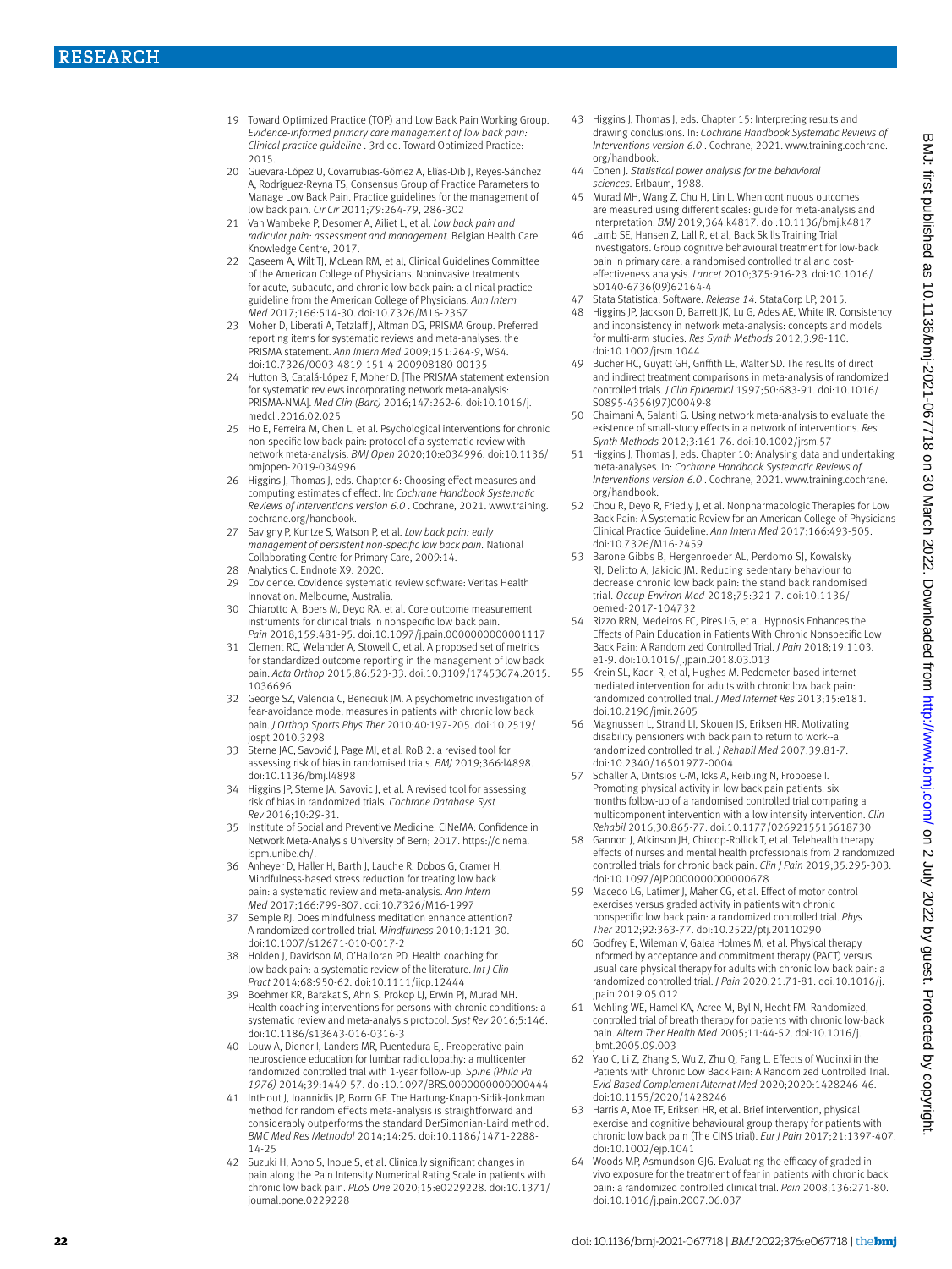19 Toward Optimized Practice (TOP) and Low Back Pain Working Group. *Evidence-informed primary care management of low back pain: Clinical practice guideline* . 3rd ed. Toward Optimized Practice: 2015.

20 Guevara-López U, Covarrubias-Gómez A, Elías-Dib J, Reyes-Sánchez A, Rodríguez-Reyna TS, Consensus Group of Practice Parameters to Manage Low Back Pain. Practice guidelines for the management of low back pain. *Cir Cir* 2011;79:264-79, 286-302

21 Van Wambeke P, Desomer A, Ailiet L, et al. *Low back pain and radicular pain: assessment and management.* Belgian Health Care Knowledge Centre, 2017.

22 Qaseem A, Wilt TJ, McLean RM, et al, Clinical Guidelines Committee of the American College of Physicians. Noninvasive treatments for acute, subacute, and chronic low back pain: a clinical practice guideline from the American College of Physicians. *Ann Intern Med* 2017;166:514-30. doi:10.7326/M16-2367

23 Moher D, Liberati A, Tetzlaff J, Altman DG, PRISMA Group. Preferred reporting items for systematic reviews and meta-analyses: the PRISMA statement. *Ann Intern Med* 2009;151:264-9, W64. doi:10.7326/0003-4819-151-4-200908180-00135

24 Hutton B, Catalá-López F, Moher D. [The PRISMA statement extension for systematic reviews incorporating network meta-analysis: PRISMA-NMA]. *Med Clin (Barc)* 2016;147:262-6. doi:10.1016/j.medcli.2016.02.025

25 Ho E, Ferreira M, Chen L, et al. Psychological interventions for chronic non-specific low back pain: protocol of a systematic review with network meta-analysis. *BMJ Open* 2020;10:e034996. doi:10.1136/bmjopen-2019-034996

26 Higgins J, Thomas J, eds. Chapter 6: Choosing effect measures and computing estimates of effect. In: *Cochrane Handbook Systematic Reviews of Interventions version 6.0* . Cochrane, 2021. www.training.cochrane.org/handbook.

27 Savigny P, Kuntze S, Watson P, et al. *Low back pain: early management of persistent non-specific low back pain.* National Collaborating Centre for Primary Care, 2009:14.

28 Analytics C. Endnote X9. 2020.

29 Covidence. Covidence systematic review software: Veritas Health Innovation. Melbourne, Australia.

30 Chiarotto A, Boers M, Deyo RA, et al. Core outcome measurement instruments for clinical trials in nonspecific low back pain. *Pain* 2018;159:481-95. doi:10.1097/j.pain.0000000000001117

31 Clement RC, Welander A, Stowell C, et al. A proposed set of metrics for standardized outcome reporting in the management of low back pain. *Acta Orthop* 2015;86:523-33. doi:10.3109/17453674.2015.1036696

32 George SZ, Valencia C, Beneciuk JM. A psychometric investigation of fear-avoidance model measures in patients with chronic low back pain. *J Orthop Sports Phys Ther* 2010;40:197-205. doi:10.2519/jospt.2010.3298

33 Sterne JAC, Savović J, Page MJ, et al. RoB 2: a revised tool for assessing risk of bias in randomised trials. *BMJ* 2019;366:l4898. doi:10.1136/bmj.l4898

34 Higgins JP, Sterne JA, Savovic J, et al. A revised tool for assessing risk of bias in randomized trials. *Cochrane Database Syst Rev* 2016;10:29-31.

35 Institute of Social and Preventive Medicine. CINeMA: Confidence in Network Meta-Analysis University of Bern; 2017. https://cinema.ispm.unibe.ch/.

36 Anheyer D, Haller H, Barth J, Lauche R, Dobos G, Cramer H. Mindfulness-based stress reduction for treating low back pain: a systematic review and meta-analysis. *Ann Intern Med* 2017;166:799-807. doi:10.7326/M16-1997

37 Semple RJ. Does mindfulness meditation enhance attention? A randomized controlled trial. *Mindfulness* 2010;1:121-30. doi:10.1007/s12671-010-0017-2

38 Holden J, Davidson M, O'Halloran PD. Health coaching for low back pain: a systematic review of the literature. *Int J Clin Pract* 2014;68:950-62. doi:10.1111/ijcp.12444

39 Boehmer KR, Barakat S, Ahn S, Prokop LJ, Erwin PJ, Murad MH. Health coaching interventions for persons with chronic conditions: a systematic review and meta-analysis protocol. *Syst Rev* 2016;5:146. doi:10.1186/s13643-016-0316-3

40 Louw A, Diener I, Landers MR, Puentedura EJ. Preoperative pain neuroscience education for lumbar radiculopathy: a multicenter randomized controlled trial with 1-year follow-up. *Spine (Phila Pa 1976)* 2014;39:1449-57. doi:10.1097/BRS.0000000000000444

41 IntHout J, Ioannidis JP, Borm GF. The Hartung-Knapp-Sidik-Jonkman method for random effects meta-analysis is straightforward and considerably outperforms the standard DerSimonian-Laird method. *BMC Med Res Methodol* 2014;14:25. doi:10.1186/1471-2288-14-25

42 Suzuki H, Aono S, Inoue S, et al. Clinically significant changes in pain along the Pain Intensity Numerical Rating Scale in patients with chronic low back pain. *PLoS One* 2020;15:e0229228. doi:10.1371/journal.pone.0229228

43 Higgins J, Thomas J, eds. Chapter 15: Interpreting results and drawing conclusions. In: *Cochrane Handbook Systematic Reviews of Interventions version 6.0* . Cochrane, 2021. www.training.cochrane.org/handbook.

44 Cohen J. *Statistical power analysis for the behavioral sciences.* Erlbaum, 1988.

45 Murad MH, Wang Z, Chu H, Lin L. When continuous outcomes are measured using different scales: guide for meta-analysis and interpretation. *BMJ* 2019;364:k4817. doi:10.1136/bmj.k4817

46 Lamb SE, Hansen Z, Lall R, et al, Back Skills Training Trial investigators. Group cognitive behavioural treatment for low-back pain in primary care: a randomised controlled trial and cost-effectiveness analysis. *Lancet* 2010;375:916-23. doi:10.1016/S0140-6736(09)62164-4

47 Stata Statistical Software. *Release 14.* StataCorp LP, 2015.

48 Higgins JP, Jackson D, Barrett JK, Lu G, Ades AE, White IR. Consistency and inconsistency in network meta-analysis: concepts and models for multi-arm studies. *Res Synth Methods* 2012;3:98-110. doi:10.1002/jrsm.1044

49 Bucher HC, Guyatt GH, Griffith LE, Walter SD. The results of direct and indirect treatment comparisons in meta-analysis of randomized controlled trials. *J Clin Epidemiol* 1997;50:683-91. doi:10.1016/S0895-4356(97)00049-8

50 Chaimani A, Salanti G. Using network meta-analysis to evaluate the existence of small-study effects in a network of interventions. *Res Synth Methods* 2012;3:161-76. doi:10.1002/jrsm.57

51 Higgins J, Thomas J, eds. Chapter 10: Analysing data and undertaking meta-analyses. In: *Cochrane Handbook Systematic Reviews of Interventions version 6.0* . Cochrane, 2021. www.training.cochrane.org/handbook.

52 Chou R, Deyo R, Friedly J, et al. Nonpharmacologic Therapies for Low Back Pain: A Systematic Review for an American College of Physicians Clinical Practice Guideline. *Ann Intern Med* 2017;166:493-505. doi:10.7326/M16-2459

53 Barone Gibbs B, Hergenroeder AL, Perdomo SJ, Kowalsky RJ, Delitto A, Jakicic JM. Reducing sedentary behaviour to decrease chronic low back pain: the stand back randomised trial. *Occup Environ Med* 2018;75:321-7. doi:10.1136/oemed-2017-104732

54 Rizzo RRN, Medeiros FC, Pires LG, et al. Hypnosis Enhances the Effects of Pain Education in Patients With Chronic Nonspecific Low Back Pain: A Randomized Controlled Trial. *J Pain* 2018;19:1103.e1-9. doi:10.1016/j.jpain.2018.03.013

55 Krein SL, Kadri R, et al, Hughes M. Pedometer-based internet-mediated intervention for adults with chronic low back pain: randomized controlled trial. *J Med Internet Res* 2013;15:e181. doi:10.2196/jmir.2605

56 Magnussen L, Strand LI, Skouen JS, Eriksen HR. Motivating disability pensioners with back pain to return to work--a randomized controlled trial. *J Rehabil Med* 2007;39:81-7. doi:10.2340/16501977-0004

57 Schaller A, Dintsios C-M, Icks A, Reibling N, Froboese I. Promoting physical activity in low back pain patients: six months follow-up of a randomised controlled trial comparing a multicomponent intervention with a low intensity intervention. *Clin Rehabil* 2016;30:865-77. doi:10.1177/0269215515618730

58 Gannon J, Atkinson JH, Chircop-Rollick T, et al. Telehealth therapy effects of nurses and mental health professionals from 2 randomized controlled trials for chronic back pain. *Clin J Pain* 2019;35:295-303. doi:10.1097/AJP.0000000000000678

59 Macedo LG, Latimer J, Maher CG, et al. Effect of motor control exercises versus graded activity in patients with chronic nonspecific low back pain: a randomized controlled trial. *Phys Ther* 2012;92:363-77. doi:10.2522/ptj.20110290

60 Godfrey E, Wileman V, Galea Holmes M, et al. Physical therapy informed by acceptance and commitment therapy (PACT) versus usual care physical therapy for adults with chronic low back pain: a randomized controlled trial. *J Pain* 2020;21:71-81. doi:10.1016/j.jpain.2019.05.012

61 Mehling WE, Hamel KA, Acree M, Byl N, Hecht FM. Randomized, controlled trial of breath therapy for patients with chronic low-back pain. *Altern Ther Health Med* 2005;11:44-52. doi:10.1016/j.jbmt.2005.09.003

62 Yao C, Li Z, Zhang S, Wu Z, Zhu Q, Fang L. Effects of Wuqinxi in the Patients with Chronic Low Back Pain: A Randomized Controlled Trial. *Evid Based Complement Alternat Med* 2020;2020:1428246-46. doi:10.1155/2020/1428246

63 Harris A, Moe TF, Eriksen HR, et al. Brief intervention, physical exercise and cognitive behavioural group therapy for patients with chronic low back pain (The CINS trial). *Eur J Pain* 2017;21:1397-407. doi:10.1002/ejp.1041

64 Woods MP, Asmundson GJG. Evaluating the efficacy of graded in vivo exposure for the treatment of fear in patients with chronic back pain: a randomized controlled clinical trial. *Pain* 2008;136:271-80. doi:10.1016/j.pain.2007.06.037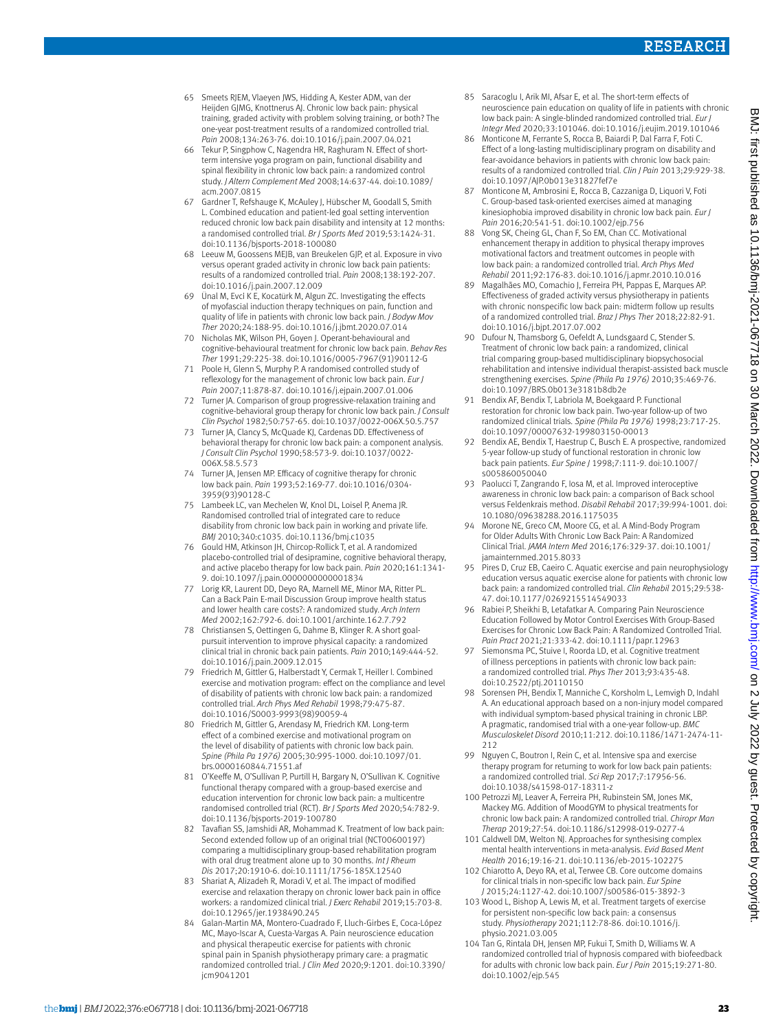65 Smeets RJEM, Vlaeyen JWS, Hidding A, Kester ADM, van der Heijden GJMG, Knottnerus AJ. Chronic low back pain: physical training, graded activity with problem solving training, or both? The one-year post-treatment results of a randomized controlled trial. *Pain* 2008;134:263-76. doi:10.1016/j.pain.2007.04.021

66 Tekur P, Singphow C, Nagendra HR, Raghuram N. Effect of short-term intensive yoga program on pain, functional disability and spinal flexibility in chronic low back pain: a randomized control study. *J Altern Complement Med* 2008;14:637-44. doi:10.1089/acm.2007.0815

67 Gardner T, Refshauge K, McAuley J, Hübscher M, Goodall S, Smith L. Combined education and patient-led goal setting intervention reduced chronic low back pain disability and intensity at 12 months: a randomised controlled trial. *Br J Sports Med* 2019;53:1424-31. doi:10.1136/bjsports-2018-100080

68 Leeuw M, Goossens MEJB, van Breukelen GJP, et al. Exposure in vivo versus operant graded activity in chronic low back pain patients: results of a randomized controlled trial. *Pain* 2008;138:192-207. doi:10.1016/j.pain.2007.12.009

69 Ünal M, Evcİ K E, Kocatürk M, Algun ZC. Investigating the effects of myofascial induction therapy techniques on pain, function and quality of life in patients with chronic low back pain. *J Bodyw Mov Ther* 2020;24:188-95. doi:10.1016/j.jbmt.2020.07.014

70 Nicholas MK, Wilson PH, Goyen J. Operant-behavioural and cognitive-behavioural treatment for chronic low back pain. *Behav Res Ther* 1991;29:225-38. doi:10.1016/0005-7967(91)90112-G

71 Poole H, Glenn S, Murphy P. A randomised controlled study of reflexology for the management of chronic low back pain. *Eur J Pain* 2007;11:878-87. doi:10.1016/j.ejpain.2007.01.006

72 Turner JA. Comparison of group progressive-relaxation training and cognitive-behavioral group therapy for chronic low back pain. *J Consult Clin Psychol* 1982;50:757-65. doi:10.1037/0022-006X.50.5.757

73 Turner JA, Clancy S, McQuade KJ, Cardenas DD. Effectiveness of behavioral therapy for chronic low back pain: a component analysis. *J Consult Clin Psychol* 1990;58:573-9. doi:10.1037/0022-006X.58.5.573

74 Turner JA, Jensen MP. Efficacy of cognitive therapy for chronic low back pain. *Pain* 1993;52:169-77. doi:10.1016/0304-3959(93)90128-C

75 Lambeek LC, van Mechelen W, Knol DL, Loisel P, Anema JR. Randomised controlled trial of integrated care to reduce disability from chronic low back pain in working and private life. *BMJ* 2010;340:c1035. doi:10.1136/bmj.c1035

76 Gould HM, Atkinson JH, Chircop-Rollick T, et al. A randomized placebo-controlled trial of desipramine, cognitive behavioral therapy, and active placebo therapy for low back pain. *Pain* 2020;161:1341-9. doi:10.1097/j.pain.0000000000001834

77 Lorig KR, Laurent DD, Deyo RA, Marnell ME, Minor MA, Ritter PL. Can a Back Pain E-mail Discussion Group improve health status and lower health care costs?: A randomized study. *Arch Intern Med* 2002;162:792-6. doi:10.1001/archinte.162.7.792

78 Christiansen S, Oettingen G, Dahme B, Klinger R. A short goal-pursuit intervention to improve physical capacity: a randomized clinical trial in chronic back pain patients. *Pain* 2010;149:444-52. doi:10.1016/j.pain.2009.12.015

79 Friedrich M, Gittler G, Halberstadt Y, Cermak T, Heiller I. Combined exercise and motivation program: effect on the compliance and level of disability of patients with chronic low back pain: a randomized controlled trial. *Arch Phys Med Rehabil* 1998;79:475-87. doi:10.1016/S0003-9993(98)90059-4

80 Friedrich M, Gittler G, Arendasy M, Friedrich KM. Long-term effect of a combined exercise and motivational program on the level of disability of patients with chronic low back pain. *Spine (Phila Pa 1976)* 2005;30:995-1000. doi:10.1097/01.brs.0000160844.71551.af

81 O'Keeffe M, O'Sullivan P, Purtill H, Bargary N, O'Sullivan K. Cognitive functional therapy compared with a group-based exercise and education intervention for chronic low back pain: a multicentre randomised controlled trial (RCT). *Br J Sports Med* 2020;54:782-9. doi:10.1136/bjsports-2019-100780

82 Tavafian SS, Jamshidi AR, Mohammad K. Treatment of low back pain: Second extended follow up of an original trial (NCT00600197) comparing a multidisciplinary group-based rehabilitation program with oral drug treatment alone up to 30 months. *Int J Rheum Dis* 2017;20:1910-6. doi:10.1111/1756-185X.12540

83 Shariat A, Alizadeh R, Moradi V, et al. The impact of modified exercise and relaxation therapy on chronic lower back pain in office workers: a randomized clinical trial. *J Exerc Rehabil* 2019;15:703-8. doi:10.12965/jer.1938490.245

84 Galan-Martin MA, Montero-Cuadrado F, Lluch-Girbes E, Coca-López MC, Mayo-Iscar A, Cuesta-Vargas A. Pain neuroscience education and physical therapeutic exercise for patients with chronic spinal pain in Spanish physiotherapy primary care: a pragmatic randomized controlled trial. *J Clin Med* 2020;9:1201. doi:10.3390/jcm9041201

85 Saracoglu I, Arik MI, Afsar E, et al. The short-term effects of neuroscience pain education on quality of life in patients with chronic low back pain: A single-blinded randomized controlled trial. *Eur J Integr Med* 2020;33:101046. doi:10.1016/j.eujim.2019.101046

86 Monticone M, Ferrante S, Rocca B, Baiardi P, Dal Farra F, Foti C. Effect of a long-lasting multidisciplinary program on disability and fear-avoidance behaviors in patients with chronic low back pain: results of a randomized controlled trial. *Clin J Pain* 2013;29:929-38. doi:10.1097/AJP.0b013e31827fef7e

87 Monticone M, Ambrosini E, Rocca B, Cazzaniga D, Liquori V, Foti C. Group-based task-oriented exercises aimed at managing kinesiophobia improved disability in chronic low back pain. *Eur J Pain* 2016;20:541-51. doi:10.1002/ejp.756

88 Vong SK, Cheing GL, Chan F, So EM, Chan CC. Motivational enhancement therapy in addition to physical therapy improves motivational factors and treatment outcomes in people with low back pain: a randomized controlled trial. *Arch Phys Med Rehabil* 2011;92:176-83. doi:10.1016/j.apmr.2010.10.016

89 Magalhães MO, Comachio J, Ferreira PH, Pappas E, Marques AP. Effectiveness of graded activity versus physiotherapy in patients with chronic nonspecific low back pain: midterm follow up results of a randomized controlled trial. *Braz J Phys Ther* 2018;22:82-91. doi:10.1016/j.bjpt.2017.07.002

90 Dufour N, Thamsborg G, Oefeldt A, Lundsgaard C, Stender S. Treatment of chronic low back pain: a randomized, clinical trial comparing group-based multidisciplinary biopsychosocial rehabilitation and intensive individual therapist-assisted back muscle strengthening exercises. *Spine (Phila Pa 1976)* 2010;35:469-76. doi:10.1097/BRS.0b013e3181b8db2e

91 Bendix AF, Bendix T, Labriola M, Boekgaard P. Functional restoration for chronic low back pain. Two-year follow-up of two randomized clinical trials. *Spine (Phila Pa 1976)* 1998;23:717-25. doi:10.1097/00007632-199803150-00013

92 Bendix AE, Bendix T, Haestrup C, Busch E. A prospective, randomized 5-year follow-up study of functional restoration in chronic low back pain patients. *Eur Spine J* 1998;7:111-9. doi:10.1007/s005860050040

93 Paolucci T, Zangrando F, Iosa M, et al. Improved interoceptive awareness in chronic low back pain: a comparison of Back school versus Feldenkrais method. *Disabil Rehabil* 2017;39:994-1001. doi:10.1080/09638288.2016.1175035

94 Morone NE, Greco CM, Moore CG, et al. A Mind-Body Program for Older Adults With Chronic Low Back Pain: A Randomized Clinical Trial. *JAMA Intern Med* 2016;176:329-37. doi:10.1001/jamainternmed.2015.8033

95 Pires D, Cruz EB, Caeiro C. Aquatic exercise and pain neurophysiology education versus aquatic exercise alone for patients with chronic low back pain: a randomized controlled trial. *Clin Rehabil* 2015;29:538-47. doi:10.1177/0269215514549033

96 Rabiei P, Sheikhi B, Letafatkar A. Comparing Pain Neuroscience Education Followed by Motor Control Exercises With Group-Based Exercises for Chronic Low Back Pain: A Randomized Controlled Trial. *Pain Pract* 2021;21:333-42. doi:10.1111/papr.12963

97 Siemonsma PC, Stuive I, Roorda LD, et al. Cognitive treatment of illness perceptions in patients with chronic low back pain: a randomized controlled trial. *Phys Ther* 2013;93:435-48. doi:10.2522/ptj.20110150

98 Sorensen PH, Bendix T, Manniche C, Korsholm L, Lemvigh D, Indahl A. An educational approach based on a non-injury model compared with individual symptom-based physical training in chronic LBP. A pragmatic, randomised trial with a one-year follow-up. *BMC Musculoskelet Disord* 2010;11:212. doi:10.1186/1471-2474-11-212

99 Nguyen C, Boutron I, Rein C, et al. Intensive spa and exercise therapy program for returning to work for low back pain patients: a randomized controlled trial. *Sci Rep* 2017;7:17956-56. doi:10.1038/s41598-017-18311-z

100 Petrozzi MJ, Leaver A, Ferreira PH, Rubinstein SM, Jones MK, Mackey MG. Addition of MoodGYM to physical treatments for chronic low back pain: A randomized controlled trial. *Chiropr Man Therap* 2019;27:54. doi:10.1186/s12998-019-0277-4

101 Caldwell DM, Welton NJ. Approaches for synthesising complex mental health interventions in meta-analysis. *Evid Based Ment Health* 2016;19:16-21. doi:10.1136/eb-2015-102275

102 Chiarotto A, Deyo RA, et al, Terwee CB. Core outcome domains for clinical trials in non-specific low back pain. *Eur Spine J* 2015;24:1127-42. doi:10.1007/s00586-015-3892-3

103 Wood L, Bishop A, Lewis M, et al. Treatment targets of exercise for persistent non-specific low back pain: a consensus study. *Physiotherapy* 2021;112:78-86. doi:10.1016/j.physio.2021.03.005

104 Tan G, Rintala DH, Jensen MP, Fukui T, Smith D, Williams W. A randomized controlled trial of hypnosis compared with biofeedback for adults with chronic low back pain. *Eur J Pain* 2015;19:271-80. doi:10.1002/ejp.545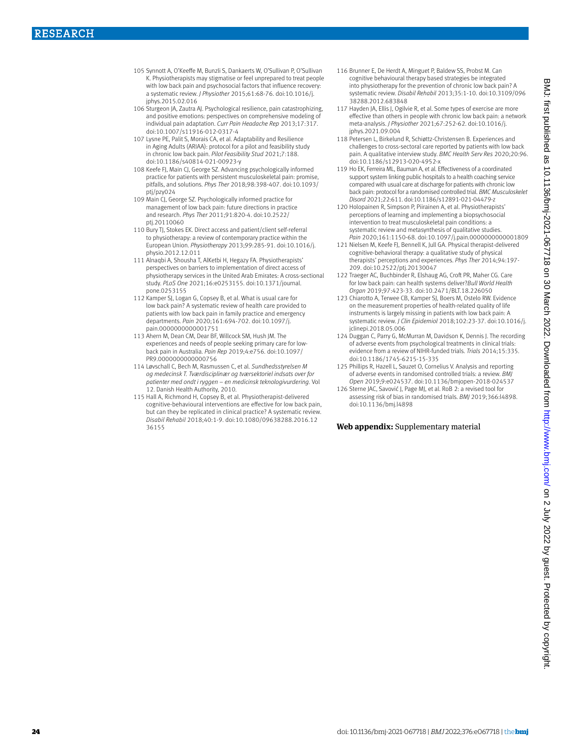105 Synnott A, O'Keeffe M, Bunzli S, Dankaerts W, O'Sullivan P, O'Sullivan K. Physiotherapists may stigmatise or feel unprepared to treat people with low back pain and psychosocial factors that influence recovery: a systematic review. *J Physiother* 2015;61:68-76. doi:10.1016/j.jphys.2015.02.016

106 Sturgeon JA, Zautra AJ. Psychological resilience, pain catastrophizing, and positive emotions: perspectives on comprehensive modeling of individual pain adaptation. *Curr Pain Headache Rep* 2013;17:317. doi:10.1007/s11916-012-0317-4

107 Lysne PE, Palit S, Morais CA, et al. Adaptability and Resilience in Aging Adults (ARIAA): protocol for a pilot and feasibility study in chronic low back pain. *Pilot Feasibility Stud* 2021;7:188. doi:10.1186/s40814-021-00923-y

108 Keefe FJ, Main CJ, George SZ. Advancing psychologically informed practice for patients with persistent musculoskeletal pain: promise, pitfalls, and solutions. *Phys Ther* 2018;98:398-407. doi:10.1093/ptj/pzy024

109 Main CJ, George SZ. Psychologically informed practice for management of low back pain: future directions in practice and research. *Phys Ther* 2011;91:820-4. doi:10.2522/ptj.20110060

110 Bury TJ, Stokes EK. Direct access and patient/client self-referral to physiotherapy: a review of contemporary practice within the European Union. *Physiotherapy* 2013;99:285-91. doi:10.1016/j.physio.2012.12.011

111 Alnaqbi A, Shousha T, AlKetbi H, Hegazy FA. Physiotherapists' perspectives on barriers to implementation of direct access of physiotherapy services in the United Arab Emirates: A cross-sectional study. *PLoS One* 2021;16:e0253155. doi:10.1371/journal.pone.0253155

112 Kamper SJ, Logan G, Copsey B, et al. What is usual care for low back pain? A systematic review of health care provided to patients with low back pain in family practice and emergency departments. *Pain* 2020;161:694-702. doi:10.1097/j.pain.0000000000001751

113 Ahern M, Dean CM, Dear BF, Willcock SM, Hush JM. The experiences and needs of people seeking primary care for low-back pain in Australia. *Pain Rep* 2019;4:e756. doi:10.1097/PR9.0000000000000756

114 Løvschall C, Bech M, Rasmussen C, et al. *Sundhedsstyrelsen M og medecinsk T. Tværdisciplinær og tværsektoriel indsats over for patienter med ondt i ryggen – en medicinsk teknologivurdering.* Vol 12. Danish Health Authority, 2010.

115 Hall A, Richmond H, Copsey B, et al. Physiotherapist-delivered cognitive-behavioural interventions are effective for low back pain, but can they be replicated in clinical practice? A systematic review. *Disabil Rehabil* 2018;40:1-9. doi:10.1080/09638288.2016.1236155

116 Brunner E, De Herdt A, Minguet P, Baldew SS, Probst M. Can cognitive behavioural therapy based strategies be integrated into physiotherapy for the prevention of chronic low back pain? A systematic review. *Disabil Rehabil* 2013;35:1-10. doi:10.3109/09638288.2012.683848

117 Hayden JA, Ellis J, Ogilvie R, et al. Some types of exercise are more effective than others in people with chronic low back pain: a network meta-analysis. *J Physiother* 2021;67:252-62. doi:10.1016/j.jphys.2021.09.004

118 Petersen L, Birkelund R, Schiøttz-Christensen B. Experiences and challenges to cross-sectoral care reported by patients with low back pain. A qualitative interview study. *BMC Health Serv Res* 2020;20:96. doi:10.1186/s12913-020-4952-x

119 Ho EK, Ferreira ML, Bauman A, et al. Effectiveness of a coordinated support system linking public hospitals to a health coaching service compared with usual care at discharge for patients with chronic low back pain: protocol for a randomised controlled trial. *BMC Musculoskelet Disord* 2021;22:611. doi:10.1186/s12891-021-04479-z

120 Holopainen R, Simpson P, Piirainen A, et al. Physiotherapists' perceptions of learning and implementing a biopsychosocial intervention to treat musculoskeletal pain conditions: a systematic review and metasynthesis of qualitative studies. *Pain* 2020;161:1150-68. doi:10.1097/j.pain.0000000000001809

121 Nielsen M, Keefe FJ, Bennell K, Jull GA. Physical therapist-delivered cognitive-behavioral therapy: a qualitative study of physical therapists' perceptions and experiences. *Phys Ther* 2014;94:197-209. doi:10.2522/ptj.20130047

122 Traeger AC, Buchbinder R, Elshaug AG, Croft PR, Maher CG. Care for low back pain: can health systems deliver?*Bull World Health Organ* 2019;97:423-33. doi:10.2471/BLT.18.226050

123 Chiarotto A, Terwee CB, Kamper SJ, Boers M, Ostelo RW. Evidence on the measurement properties of health-related quality of life instruments is largely missing in patients with low back pain: A systematic review. *J Clin Epidemiol* 2018;102:23-37. doi:10.1016/j.jclinepi.2018.05.006

124 Duggan C, Parry G, McMurran M, Davidson K, Dennis J. The recording of adverse events from psychological treatments in clinical trials: evidence from a review of NIHR-funded trials. *Trials* 2014;15:335. doi:10.1186/1745-6215-15-335

125 Phillips R, Hazell L, Sauzet O, Cornelius V. Analysis and reporting of adverse events in randomised controlled trials: a review. *BMJ Open* 2019;9:e024537. doi:10.1136/bmjopen-2018-024537

126 Sterne JAC, Savović J, Page MJ, et al. RoB 2: a revised tool for assessing risk of bias in randomised trials. *BMJ* 2019;366:l4898. doi:10.1136/bmj.l4898

**Web appendix:** Supplementary material